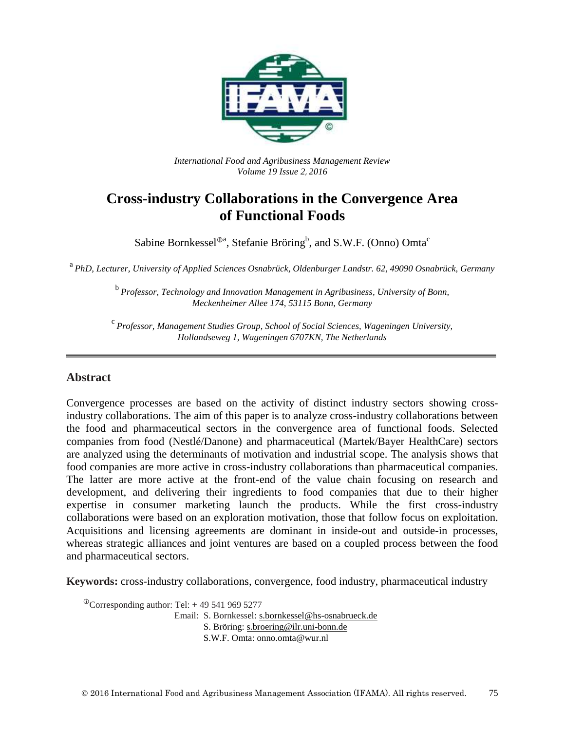*International Food and Agribusiness Management Review*
*Volume 19 Issue 2, 2016*

# Cross-industry Collaborations in the Convergence Area of Functional Foods

Sabine Bornkessel[①a], Stefanie Bröring[b], and S.W.F. (Onno) Omta[c]

[a] *PhD, Lecturer, University of Applied Sciences Osnabrück, Oldenburger Landstr. 62, 49090 Osnabrück, Germany*

[b] *Professor, Technology and Innovation Management in Agribusiness, University of Bonn, Meckenheimer Allee 174, 53115 Bonn, Germany*

[c] *Professor, Management Studies Group, School of Social Sciences, Wageningen University, Hollandseweg 1, Wageningen 6707KN, The Netherlands*

## Abstract

Convergence processes are based on the activity of distinct industry sectors showing cross-industry collaborations. The aim of this paper is to analyze cross-industry collaborations between the food and pharmaceutical sectors in the convergence area of functional foods. Selected companies from food (Nestlé/Danone) and pharmaceutical (Martek/Bayer HealthCare) sectors are analyzed using the determinants of motivation and industrial scope. The analysis shows that food companies are more active in cross-industry collaborations than pharmaceutical companies. The latter are more active at the front-end of the value chain focusing on research and development, and delivering their ingredients to food companies that due to their higher expertise in consumer marketing launch the products. While the first cross-industry collaborations were based on an exploration motivation, those that follow focus on exploitation. Acquisitions and licensing agreements are dominant in inside-out and outside-in processes, whereas strategic alliances and joint ventures are based on a coupled process between the food and pharmaceutical sectors.

**Keywords:** cross-industry collaborations, convergence, food industry, pharmaceutical industry

[①]Corresponding author: Tel: + 49 541 969 5277
Email: S. Bornkessel: s.bornkessel@hs-osnabrueck.de
S. Bröring: s.broering@ilr.uni-bonn.de
S.W.F. Omta: onno.omta@wur.nl

© 2016 International Food and Agribusiness Management Association (IFAMA). All rights reserved.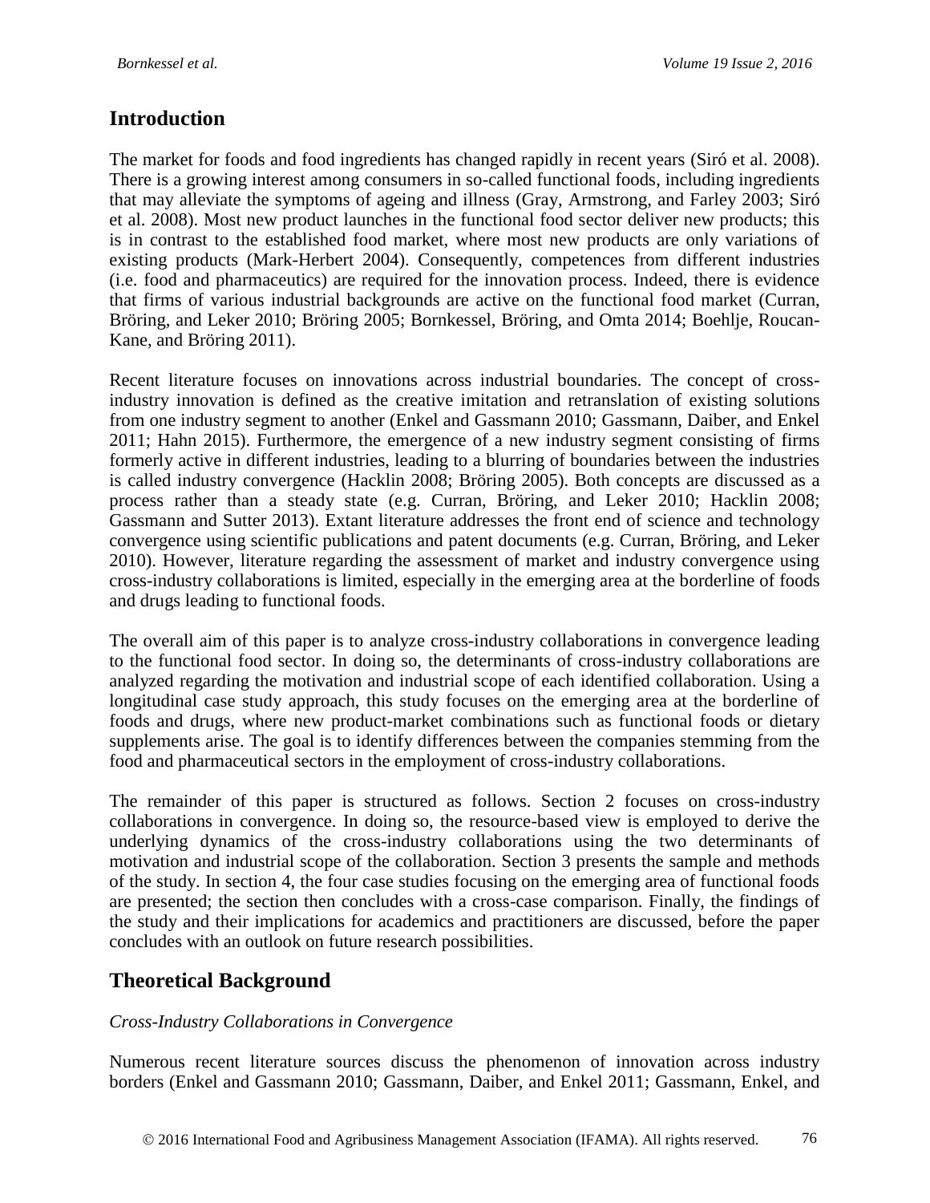## Introduction

The market for foods and food ingredients has changed rapidly in recent years (Siró et al. 2008). There is a growing interest among consumers in so-called functional foods, including ingredients that may alleviate the symptoms of ageing and illness (Gray, Armstrong, and Farley 2003; Siró et al. 2008). Most new product launches in the functional food sector deliver new products; this is in contrast to the established food market, where most new products are only variations of existing products (Mark-Herbert 2004). Consequently, competences from different industries (i.e. food and pharmaceutics) are required for the innovation process. Indeed, there is evidence that firms of various industrial backgrounds are active on the functional food market (Curran, Bröring, and Leker 2010; Bröring 2005; Bornkessel, Bröring, and Omta 2014; Boehlje, Roucan-Kane, and Bröring 2011).

Recent literature focuses on innovations across industrial boundaries. The concept of cross-industry innovation is defined as the creative imitation and retranslation of existing solutions from one industry segment to another (Enkel and Gassmann 2010; Gassmann, Daiber, and Enkel 2011; Hahn 2015). Furthermore, the emergence of a new industry segment consisting of firms formerly active in different industries, leading to a blurring of boundaries between the industries is called industry convergence (Hacklin 2008; Bröring 2005). Both concepts are discussed as a process rather than a steady state (e.g. Curran, Bröring, and Leker 2010; Hacklin 2008; Gassmann and Sutter 2013). Extant literature addresses the front end of science and technology convergence using scientific publications and patent documents (e.g. Curran, Bröring, and Leker 2010). However, literature regarding the assessment of market and industry convergence using cross-industry collaborations is limited, especially in the emerging area at the borderline of foods and drugs leading to functional foods.

The overall aim of this paper is to analyze cross-industry collaborations in convergence leading to the functional food sector. In doing so, the determinants of cross-industry collaborations are analyzed regarding the motivation and industrial scope of each identified collaboration. Using a longitudinal case study approach, this study focuses on the emerging area at the borderline of foods and drugs, where new product-market combinations such as functional foods or dietary supplements arise. The goal is to identify differences between the companies stemming from the food and pharmaceutical sectors in the employment of cross-industry collaborations.

The remainder of this paper is structured as follows. Section 2 focuses on cross-industry collaborations in convergence. In doing so, the resource-based view is employed to derive the underlying dynamics of the cross-industry collaborations using the two determinants of motivation and industrial scope of the collaboration. Section 3 presents the sample and methods of the study. In section 4, the four case studies focusing on the emerging area of functional foods are presented; the section then concludes with a cross-case comparison. Finally, the findings of the study and their implications for academics and practitioners are discussed, before the paper concludes with an outlook on future research possibilities.

## Theoretical Background

*Cross-Industry Collaborations in Convergence*

Numerous recent literature sources discuss the phenomenon of innovation across industry borders (Enkel and Gassmann 2010; Gassmann, Daiber, and Enkel 2011; Gassmann, Enkel, and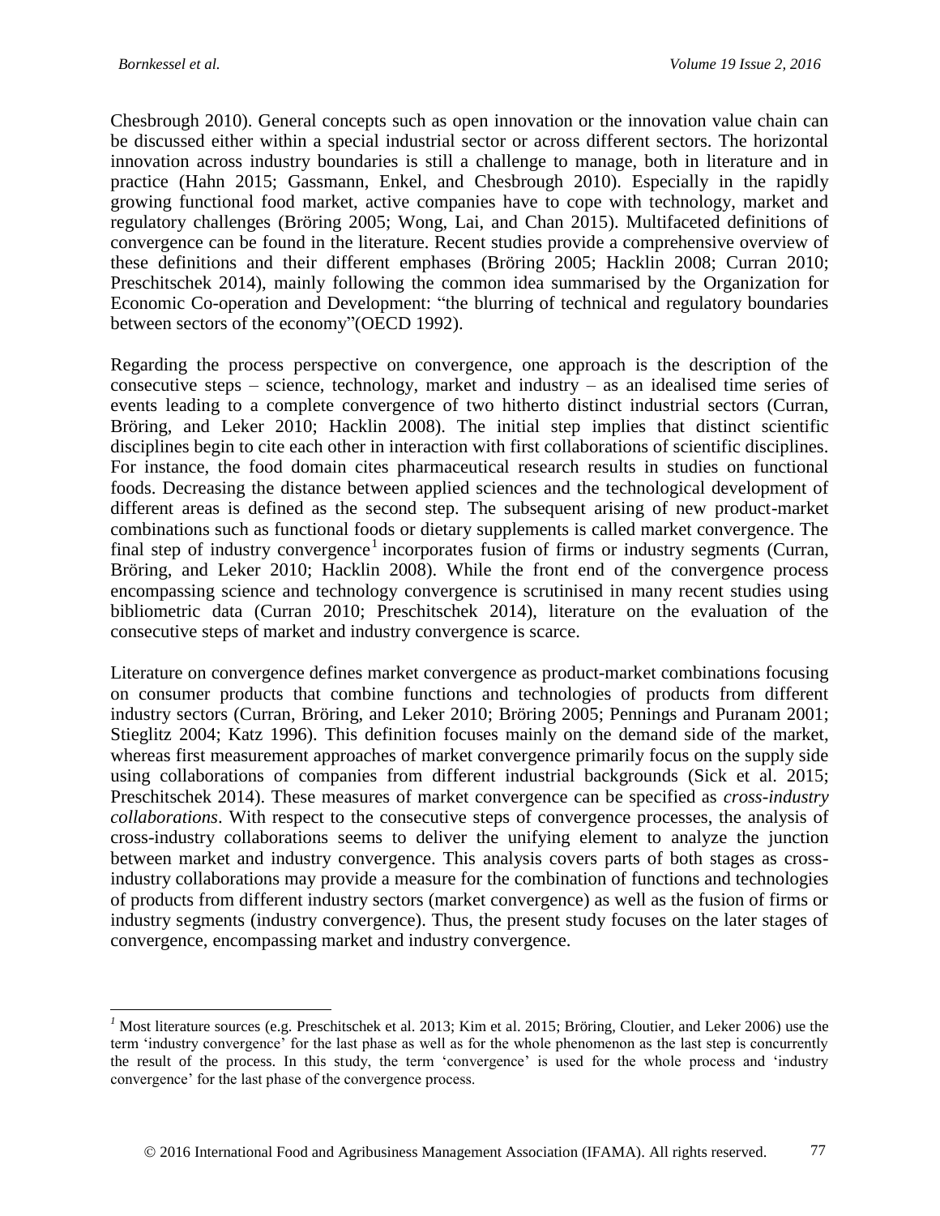Chesbrough 2010). General concepts such as open innovation or the innovation value chain can be discussed either within a special industrial sector or across different sectors. The horizontal innovation across industry boundaries is still a challenge to manage, both in literature and in practice (Hahn 2015; Gassmann, Enkel, and Chesbrough 2010). Especially in the rapidly growing functional food market, active companies have to cope with technology, market and regulatory challenges (Bröring 2005; Wong, Lai, and Chan 2015). Multifaceted definitions of convergence can be found in the literature. Recent studies provide a comprehensive overview of these definitions and their different emphases (Bröring 2005; Hacklin 2008; Curran 2010; Preschitschek 2014), mainly following the common idea summarised by the Organization for Economic Co-operation and Development: "the blurring of technical and regulatory boundaries between sectors of the economy"(OECD 1992).

Regarding the process perspective on convergence, one approach is the description of the consecutive steps – science, technology, market and industry – as an idealised time series of events leading to a complete convergence of two hitherto distinct industrial sectors (Curran, Bröring, and Leker 2010; Hacklin 2008). The initial step implies that distinct scientific disciplines begin to cite each other in interaction with first collaborations of scientific disciplines. For instance, the food domain cites pharmaceutical research results in studies on functional foods. Decreasing the distance between applied sciences and the technological development of different areas is defined as the second step. The subsequent arising of new product-market combinations such as functional foods or dietary supplements is called market convergence. The final step of industry convergence[1] incorporates fusion of firms or industry segments (Curran, Bröring, and Leker 2010; Hacklin 2008). While the front end of the convergence process encompassing science and technology convergence is scrutinised in many recent studies using bibliometric data (Curran 2010; Preschitschek 2014), literature on the evaluation of the consecutive steps of market and industry convergence is scarce.

Literature on convergence defines market convergence as product-market combinations focusing on consumer products that combine functions and technologies of products from different industry sectors (Curran, Bröring, and Leker 2010; Bröring 2005; Pennings and Puranam 2001; Stieglitz 2004; Katz 1996). This definition focuses mainly on the demand side of the market, whereas first measurement approaches of market convergence primarily focus on the supply side using collaborations of companies from different industrial backgrounds (Sick et al. 2015; Preschitschek 2014). These measures of market convergence can be specified as *cross-industry collaborations*. With respect to the consecutive steps of convergence processes, the analysis of cross-industry collaborations seems to deliver the unifying element to analyze the junction between market and industry convergence. This analysis covers parts of both stages as cross-industry collaborations may provide a measure for the combination of functions and technologies of products from different industry sectors (market convergence) as well as the fusion of firms or industry segments (industry convergence). Thus, the present study focuses on the later stages of convergence, encompassing market and industry convergence.

---

[1] Most literature sources (e.g. Preschitschek et al. 2013; Kim et al. 2015; Bröring, Cloutier, and Leker 2006) use the term 'industry convergence' for the last phase as well as for the whole phenomenon as the last step is concurrently the result of the process. In this study, the term 'convergence' is used for the whole process and 'industry convergence' for the last phase of the convergence process.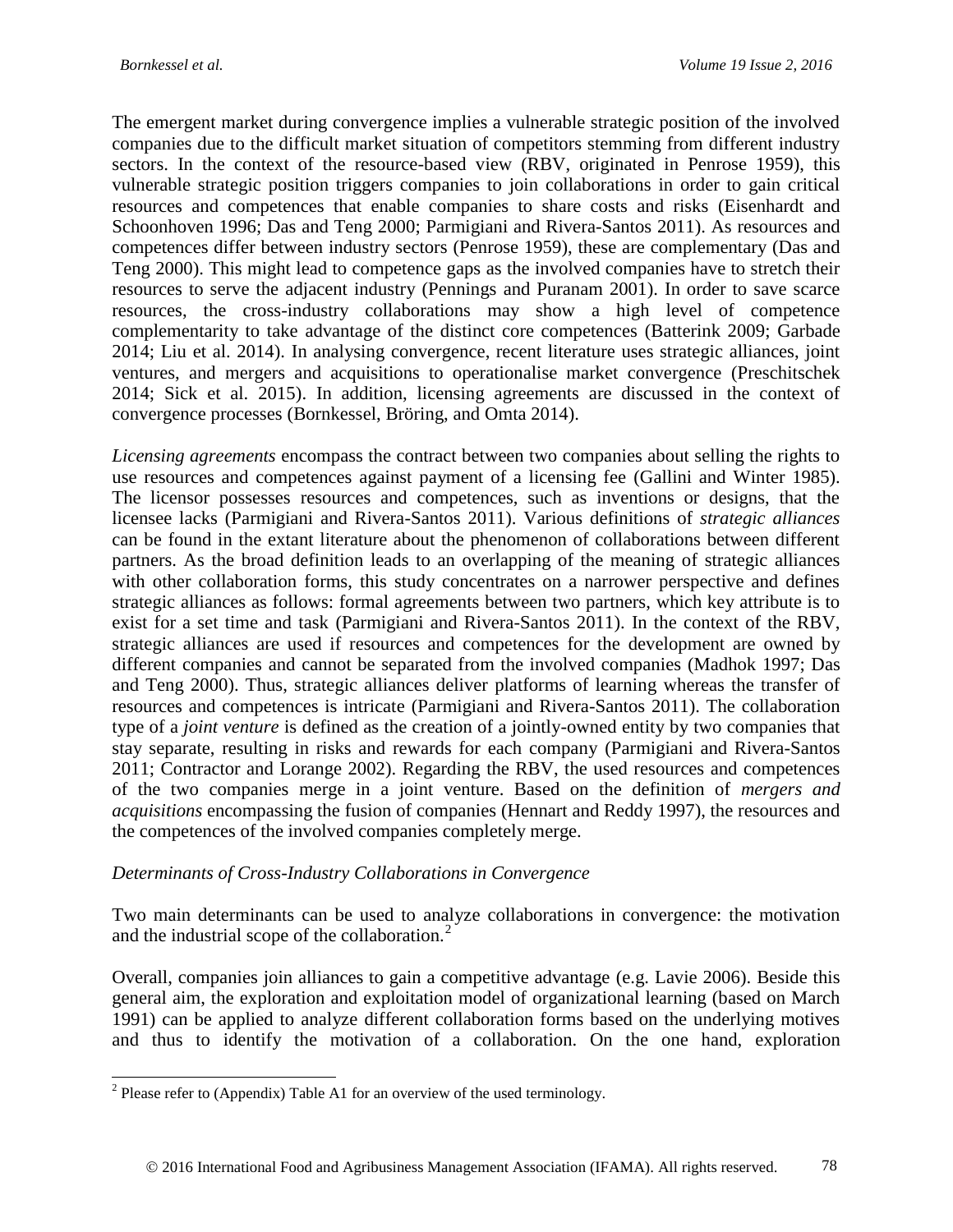The emergent market during convergence implies a vulnerable strategic position of the involved companies due to the difficult market situation of competitors stemming from different industry sectors. In the context of the resource-based view (RBV, originated in Penrose 1959), this vulnerable strategic position triggers companies to join collaborations in order to gain critical resources and competences that enable companies to share costs and risks (Eisenhardt and Schoonhoven 1996; Das and Teng 2000; Parmigiani and Rivera-Santos 2011). As resources and competences differ between industry sectors (Penrose 1959), these are complementary (Das and Teng 2000). This might lead to competence gaps as the involved companies have to stretch their resources to serve the adjacent industry (Pennings and Puranam 2001). In order to save scarce resources, the cross-industry collaborations may show a high level of competence complementarity to take advantage of the distinct core competences (Batterink 2009; Garbade 2014; Liu et al. 2014). In analysing convergence, recent literature uses strategic alliances, joint ventures, and mergers and acquisitions to operationalise market convergence (Preschitschek 2014; Sick et al. 2015). In addition, licensing agreements are discussed in the context of convergence processes (Bornkessel, Bröring, and Omta 2014).

*Licensing agreements* encompass the contract between two companies about selling the rights to use resources and competences against payment of a licensing fee (Gallini and Winter 1985). The licensor possesses resources and competences, such as inventions or designs, that the licensee lacks (Parmigiani and Rivera-Santos 2011). Various definitions of *strategic alliances* can be found in the extant literature about the phenomenon of collaborations between different partners. As the broad definition leads to an overlapping of the meaning of strategic alliances with other collaboration forms, this study concentrates on a narrower perspective and defines strategic alliances as follows: formal agreements between two partners, which key attribute is to exist for a set time and task (Parmigiani and Rivera-Santos 2011). In the context of the RBV, strategic alliances are used if resources and competences for the development are owned by different companies and cannot be separated from the involved companies (Madhok 1997; Das and Teng 2000). Thus, strategic alliances deliver platforms of learning whereas the transfer of resources and competences is intricate (Parmigiani and Rivera-Santos 2011). The collaboration type of a *joint venture* is defined as the creation of a jointly-owned entity by two companies that stay separate, resulting in risks and rewards for each company (Parmigiani and Rivera-Santos 2011; Contractor and Lorange 2002). Regarding the RBV, the used resources and competences of the two companies merge in a joint venture. Based on the definition of *mergers and acquisitions* encompassing the fusion of companies (Hennart and Reddy 1997), the resources and the competences of the involved companies completely merge.

### *Determinants of Cross-Industry Collaborations in Convergence*

Two main determinants can be used to analyze collaborations in convergence: the motivation and the industrial scope of the collaboration.[2]

Overall, companies join alliances to gain a competitive advantage (e.g. Lavie 2006). Beside this general aim, the exploration and exploitation model of organizational learning (based on March 1991) can be applied to analyze different collaboration forms based on the underlying motives and thus to identify the motivation of a collaboration. On the one hand, exploration

[2] Please refer to (Appendix) Table A1 for an overview of the used terminology.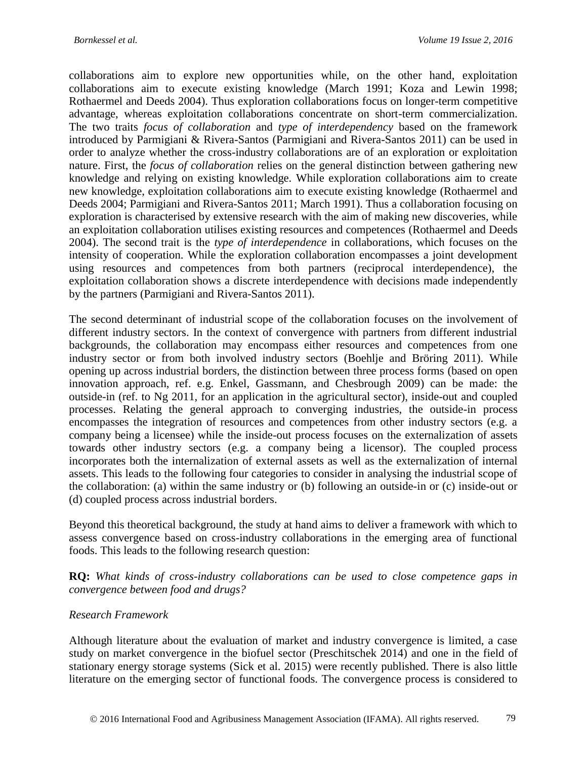collaborations aim to explore new opportunities while, on the other hand, exploitation collaborations aim to execute existing knowledge (March 1991; Koza and Lewin 1998; Rothaermel and Deeds 2004). Thus exploration collaborations focus on longer-term competitive advantage, whereas exploitation collaborations concentrate on short-term commercialization. The two traits *focus of collaboration* and *type of interdependency* based on the framework introduced by Parmigiani & Rivera-Santos (Parmigiani and Rivera-Santos 2011) can be used in order to analyze whether the cross-industry collaborations are of an exploration or exploitation nature. First, the *focus of collaboration* relies on the general distinction between gathering new knowledge and relying on existing knowledge. While exploration collaborations aim to create new knowledge, exploitation collaborations aim to execute existing knowledge (Rothaermel and Deeds 2004; Parmigiani and Rivera-Santos 2011; March 1991). Thus a collaboration focusing on exploration is characterised by extensive research with the aim of making new discoveries, while an exploitation collaboration utilises existing resources and competences (Rothaermel and Deeds 2004). The second trait is the *type of interdependence* in collaborations, which focuses on the intensity of cooperation. While the exploration collaboration encompasses a joint development using resources and competences from both partners (reciprocal interdependence), the exploitation collaboration shows a discrete interdependence with decisions made independently by the partners (Parmigiani and Rivera-Santos 2011).

The second determinant of industrial scope of the collaboration focuses on the involvement of different industry sectors. In the context of convergence with partners from different industrial backgrounds, the collaboration may encompass either resources and competences from one industry sector or from both involved industry sectors (Boehlje and Bröring 2011). While opening up across industrial borders, the distinction between three process forms (based on open innovation approach, ref. e.g. Enkel, Gassmann, and Chesbrough 2009) can be made: the outside-in (ref. to Ng 2011, for an application in the agricultural sector), inside-out and coupled processes. Relating the general approach to converging industries, the outside-in process encompasses the integration of resources and competences from other industry sectors (e.g. a company being a licensee) while the inside-out process focuses on the externalization of assets towards other industry sectors (e.g. a company being a licensor). The coupled process incorporates both the internalization of external assets as well as the externalization of internal assets. This leads to the following four categories to consider in analysing the industrial scope of the collaboration: (a) within the same industry or (b) following an outside-in or (c) inside-out or (d) coupled process across industrial borders.

Beyond this theoretical background, the study at hand aims to deliver a framework with which to assess convergence based on cross-industry collaborations in the emerging area of functional foods. This leads to the following research question:

**RQ:** *What kinds of cross-industry collaborations can be used to close competence gaps in convergence between food and drugs?*

*Research Framework*

Although literature about the evaluation of market and industry convergence is limited, a case study on market convergence in the biofuel sector (Preschitschek 2014) and one in the field of stationary energy storage systems (Sick et al. 2015) were recently published. There is also little literature on the emerging sector of functional foods. The convergence process is considered to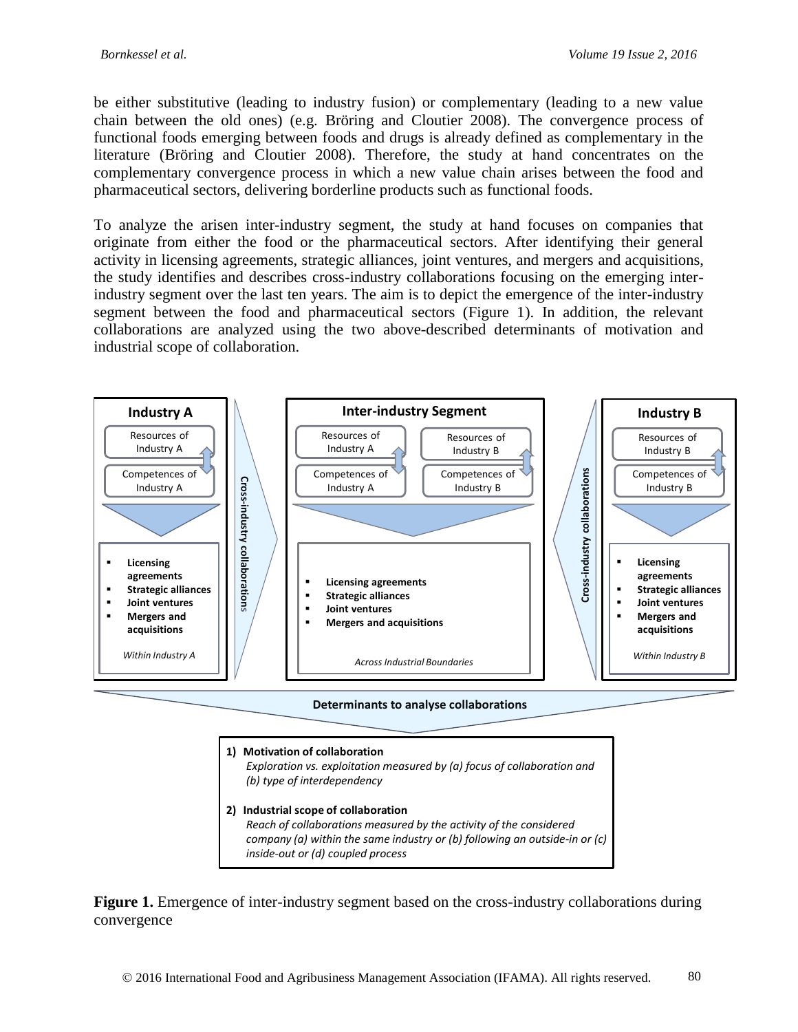be either substitutive (leading to industry fusion) or complementary (leading to a new value chain between the old ones) (e.g. Bröring and Cloutier 2008). The convergence process of functional foods emerging between foods and drugs is already defined as complementary in the literature (Bröring and Cloutier 2008). Therefore, the study at hand concentrates on the complementary convergence process in which a new value chain arises between the food and pharmaceutical sectors, delivering borderline products such as functional foods.

To analyze the arisen inter-industry segment, the study at hand focuses on companies that originate from either the food or the pharmaceutical sectors. After identifying their general activity in licensing agreements, strategic alliances, joint ventures, and mergers and acquisitions, the study identifies and describes cross-industry collaborations focusing on the emerging inter-industry segment over the last ten years. The aim is to depict the emergence of the inter-industry segment between the food and pharmaceutical sectors (Figure 1). In addition, the relevant collaborations are analyzed using the two above-described determinants of motivation and industrial scope of collaboration.

**Industry A**
- Resources of Industry A
- Competences of Industry A
- Licensing agreements
- Strategic alliances
- Joint ventures
- Mergers and acquisitions

*Within Industry A*

Cross-industry collaborations

**Inter-industry Segment**
- Resources of Industry A
- Resources of Industry B
- Competences of Industry A
- Competences of Industry B
- Licensing agreements
- Strategic alliances
- Joint ventures
- Mergers and acquisitions

*Across Industrial Boundaries*

Cross-industry collaborations

**Industry B**
- Resources of Industry B
- Competences of Industry B
- Licensing agreements
- Strategic alliances
- Joint ventures
- Mergers and acquisitions

*Within Industry B*

**Determinants to analyse collaborations**

1) **Motivation of collaboration**
   *Exploration vs. exploitation measured by (a) focus of collaboration and (b) type of interdependency*

2) **Industrial scope of collaboration**
   *Reach of collaborations measured by the activity of the considered company (a) within the same industry or (b) following an outside-in or (c) inside-out or (d) coupled process*

**Figure 1.** Emergence of inter-industry segment based on the cross-industry collaborations during convergence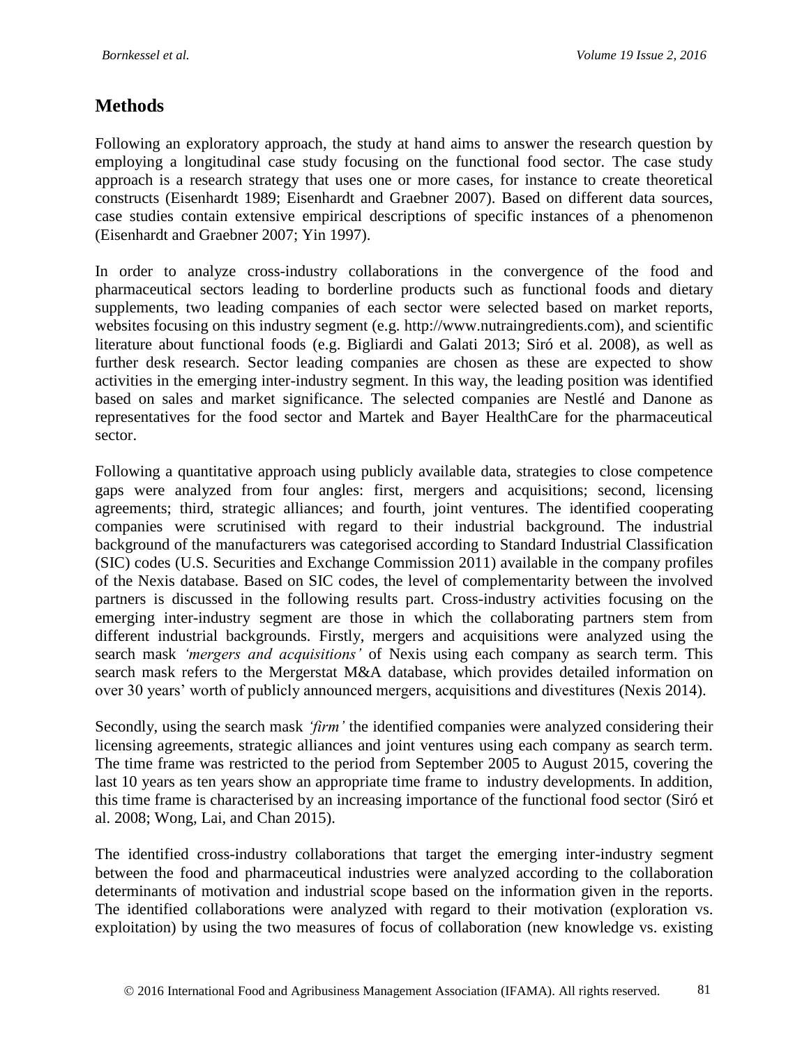## Methods

Following an exploratory approach, the study at hand aims to answer the research question by employing a longitudinal case study focusing on the functional food sector. The case study approach is a research strategy that uses one or more cases, for instance to create theoretical constructs (Eisenhardt 1989; Eisenhardt and Graebner 2007). Based on different data sources, case studies contain extensive empirical descriptions of specific instances of a phenomenon (Eisenhardt and Graebner 2007; Yin 1997).

In order to analyze cross-industry collaborations in the convergence of the food and pharmaceutical sectors leading to borderline products such as functional foods and dietary supplements, two leading companies of each sector were selected based on market reports, websites focusing on this industry segment (e.g. http://www.nutraingredients.com), and scientific literature about functional foods (e.g. Bigliardi and Galati 2013; Siró et al. 2008), as well as further desk research. Sector leading companies are chosen as these are expected to show activities in the emerging inter-industry segment. In this way, the leading position was identified based on sales and market significance. The selected companies are Nestlé and Danone as representatives for the food sector and Martek and Bayer HealthCare for the pharmaceutical sector.

Following a quantitative approach using publicly available data, strategies to close competence gaps were analyzed from four angles: first, mergers and acquisitions; second, licensing agreements; third, strategic alliances; and fourth, joint ventures. The identified cooperating companies were scrutinised with regard to their industrial background. The industrial background of the manufacturers was categorised according to Standard Industrial Classification (SIC) codes (U.S. Securities and Exchange Commission 2011) available in the company profiles of the Nexis database. Based on SIC codes, the level of complementarity between the involved partners is discussed in the following results part. Cross-industry activities focusing on the emerging inter-industry segment are those in which the collaborating partners stem from different industrial backgrounds. Firstly, mergers and acquisitions were analyzed using the search mask *'mergers and acquisitions'* of Nexis using each company as search term. This search mask refers to the Mergerstat M&A database, which provides detailed information on over 30 years' worth of publicly announced mergers, acquisitions and divestitures (Nexis 2014).

Secondly, using the search mask *'firm'* the identified companies were analyzed considering their licensing agreements, strategic alliances and joint ventures using each company as search term. The time frame was restricted to the period from September 2005 to August 2015, covering the last 10 years as ten years show an appropriate time frame to industry developments. In addition, this time frame is characterised by an increasing importance of the functional food sector (Siró et al. 2008; Wong, Lai, and Chan 2015).

The identified cross-industry collaborations that target the emerging inter-industry segment between the food and pharmaceutical industries were analyzed according to the collaboration determinants of motivation and industrial scope based on the information given in the reports. The identified collaborations were analyzed with regard to their motivation (exploration vs. exploitation) by using the two measures of focus of collaboration (new knowledge vs. existing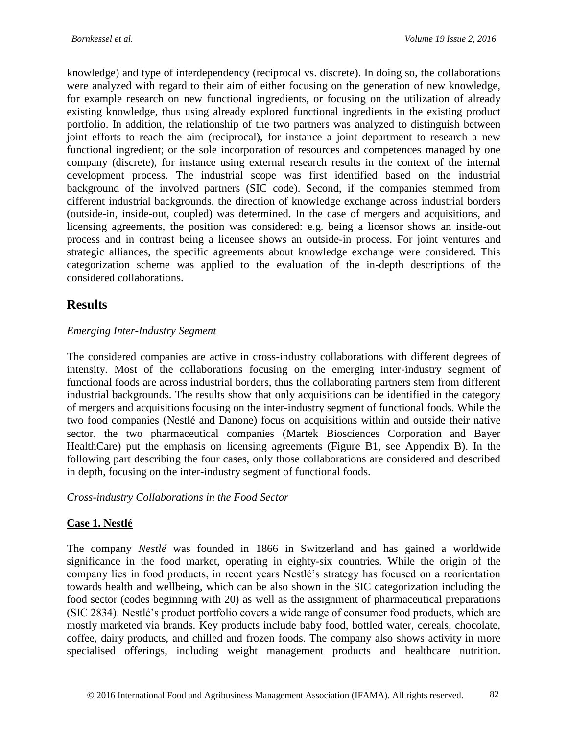knowledge) and type of interdependency (reciprocal vs. discrete). In doing so, the collaborations were analyzed with regard to their aim of either focusing on the generation of new knowledge, for example research on new functional ingredients, or focusing on the utilization of already existing knowledge, thus using already explored functional ingredients in the existing product portfolio. In addition, the relationship of the two partners was analyzed to distinguish between joint efforts to reach the aim (reciprocal), for instance a joint department to research a new functional ingredient; or the sole incorporation of resources and competences managed by one company (discrete), for instance using external research results in the context of the internal development process. The industrial scope was first identified based on the industrial background of the involved partners (SIC code). Second, if the companies stemmed from different industrial backgrounds, the direction of knowledge exchange across industrial borders (outside-in, inside-out, coupled) was determined. In the case of mergers and acquisitions, and licensing agreements, the position was considered: e.g. being a licensor shows an inside-out process and in contrast being a licensee shows an outside-in process. For joint ventures and strategic alliances, the specific agreements about knowledge exchange were considered. This categorization scheme was applied to the evaluation of the in-depth descriptions of the considered collaborations.

## Results

*Emerging Inter-Industry Segment*

The considered companies are active in cross-industry collaborations with different degrees of intensity. Most of the collaborations focusing on the emerging inter-industry segment of functional foods are across industrial borders, thus the collaborating partners stem from different industrial backgrounds. The results show that only acquisitions can be identified in the category of mergers and acquisitions focusing on the inter-industry segment of functional foods. While the two food companies (Nestlé and Danone) focus on acquisitions within and outside their native sector, the two pharmaceutical companies (Martek Biosciences Corporation and Bayer HealthCare) put the emphasis on licensing agreements (Figure B1, see Appendix B). In the following part describing the four cases, only those collaborations are considered and described in depth, focusing on the inter-industry segment of functional foods.

*Cross-industry Collaborations in the Food Sector*

**Case 1. Nestlé**

The company *Nestlé* was founded in 1866 in Switzerland and has gained a worldwide significance in the food market, operating in eighty-six countries. While the origin of the company lies in food products, in recent years Nestlé's strategy has focused on a reorientation towards health and wellbeing, which can be also shown in the SIC categorization including the food sector (codes beginning with 20) as well as the assignment of pharmaceutical preparations (SIC 2834). Nestlé's product portfolio covers a wide range of consumer food products, which are mostly marketed via brands. Key products include baby food, bottled water, cereals, chocolate, coffee, dairy products, and chilled and frozen foods. The company also shows activity in more specialised offerings, including weight management products and healthcare nutrition.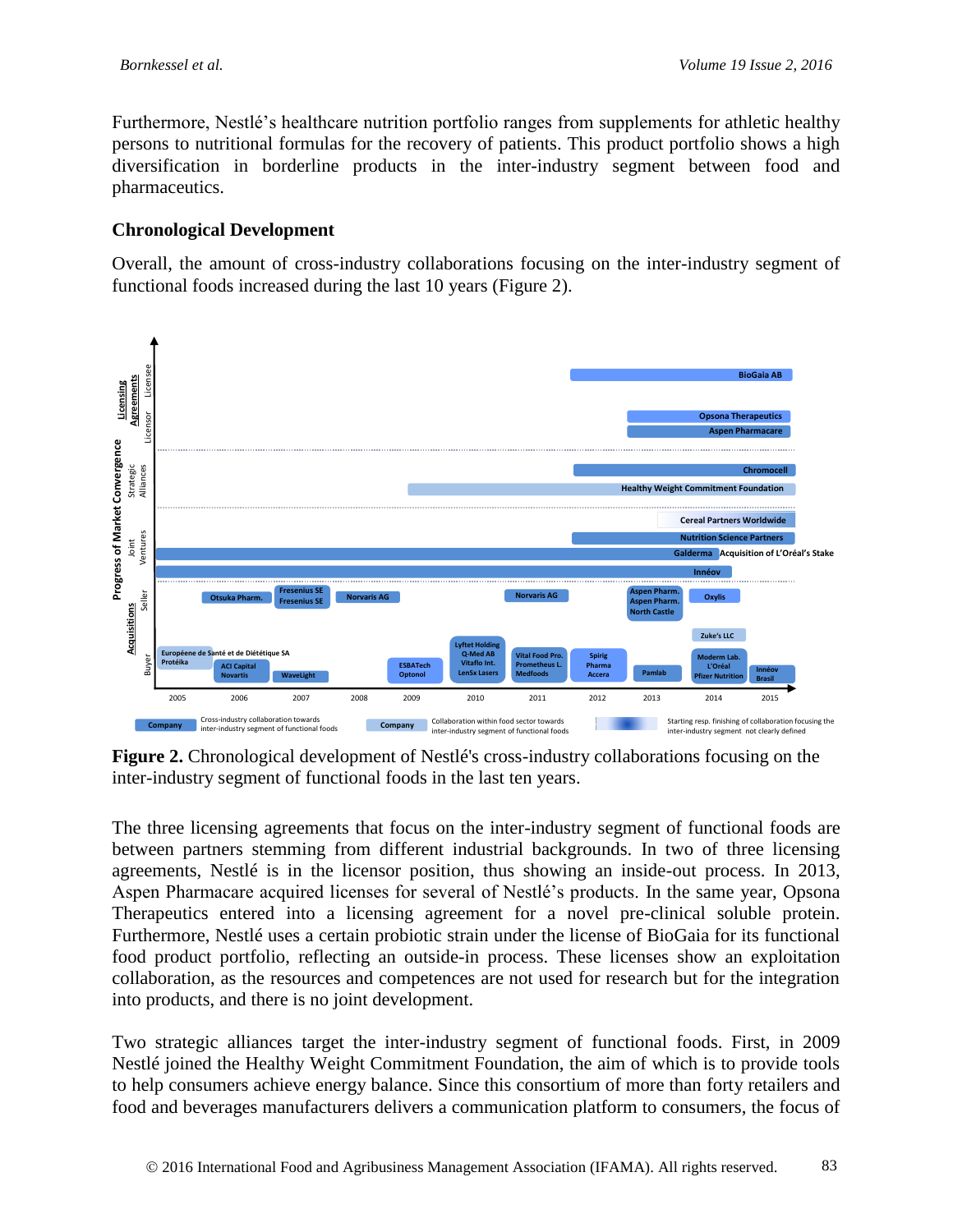Furthermore, Nestlé's healthcare nutrition portfolio ranges from supplements for athletic healthy persons to nutritional formulas for the recovery of patients. This product portfolio shows a high diversification in borderline products in the inter-industry segment between food and pharmaceutics.

### Chronological Development

Overall, the amount of cross-industry collaborations focusing on the inter-industry segment of functional foods increased during the last 10 years (Figure 2).

**Figure 2.** Chronological development of Nestlé's cross-industry collaborations focusing on the inter-industry segment of functional foods in the last ten years.

The three licensing agreements that focus on the inter-industry segment of functional foods are between partners stemming from different industrial backgrounds. In two of three licensing agreements, Nestlé is in the licensor position, thus showing an inside-out process. In 2013, Aspen Pharmacare acquired licenses for several of Nestlé's products. In the same year, Opsona Therapeutics entered into a licensing agreement for a novel pre-clinical soluble protein. Furthermore, Nestlé uses a certain probiotic strain under the license of BioGaia for its functional food product portfolio, reflecting an outside-in process. These licenses show an exploitation collaboration, as the resources and competences are not used for research but for the integration into products, and there is no joint development.

Two strategic alliances target the inter-industry segment of functional foods. First, in 2009 Nestlé joined the Healthy Weight Commitment Foundation, the aim of which is to provide tools to help consumers achieve energy balance. Since this consortium of more than forty retailers and food and beverages manufacturers delivers a communication platform to consumers, the focus of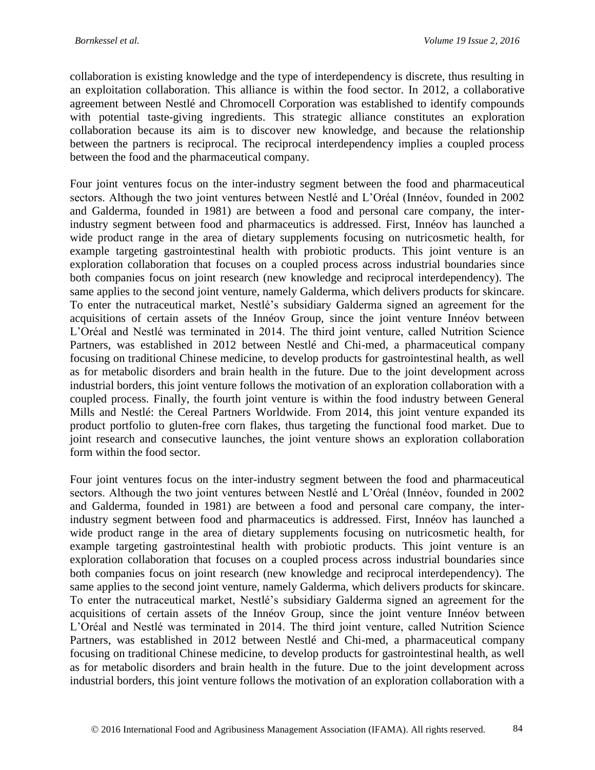collaboration is existing knowledge and the type of interdependency is discrete, thus resulting in an exploitation collaboration. This alliance is within the food sector. In 2012, a collaborative agreement between Nestlé and Chromocell Corporation was established to identify compounds with potential taste-giving ingredients. This strategic alliance constitutes an exploration collaboration because its aim is to discover new knowledge, and because the relationship between the partners is reciprocal. The reciprocal interdependency implies a coupled process between the food and the pharmaceutical company.

Four joint ventures focus on the inter-industry segment between the food and pharmaceutical sectors. Although the two joint ventures between Nestlé and L'Oréal (Innéov, founded in 2002 and Galderma, founded in 1981) are between a food and personal care company, the inter-industry segment between food and pharmaceutics is addressed. First, Innéov has launched a wide product range in the area of dietary supplements focusing on nutricosmetic health, for example targeting gastrointestinal health with probiotic products. This joint venture is an exploration collaboration that focuses on a coupled process across industrial boundaries since both companies focus on joint research (new knowledge and reciprocal interdependency). The same applies to the second joint venture, namely Galderma, which delivers products for skincare. To enter the nutraceutical market, Nestlé's subsidiary Galderma signed an agreement for the acquisitions of certain assets of the Innéov Group, since the joint venture Innéov between L'Oréal and Nestlé was terminated in 2014. The third joint venture, called Nutrition Science Partners, was established in 2012 between Nestlé and Chi-med, a pharmaceutical company focusing on traditional Chinese medicine, to develop products for gastrointestinal health, as well as for metabolic disorders and brain health in the future. Due to the joint development across industrial borders, this joint venture follows the motivation of an exploration collaboration with a coupled process. Finally, the fourth joint venture is within the food industry between General Mills and Nestlé: the Cereal Partners Worldwide. From 2014, this joint venture expanded its product portfolio to gluten-free corn flakes, thus targeting the functional food market. Due to joint research and consecutive launches, the joint venture shows an exploration collaboration form within the food sector.

Four joint ventures focus on the inter-industry segment between the food and pharmaceutical sectors. Although the two joint ventures between Nestlé and L'Oréal (Innéov, founded in 2002 and Galderma, founded in 1981) are between a food and personal care company, the inter-industry segment between food and pharmaceutics is addressed. First, Innéov has launched a wide product range in the area of dietary supplements focusing on nutricosmetic health, for example targeting gastrointestinal health with probiotic products. This joint venture is an exploration collaboration that focuses on a coupled process across industrial boundaries since both companies focus on joint research (new knowledge and reciprocal interdependency). The same applies to the second joint venture, namely Galderma, which delivers products for skincare. To enter the nutraceutical market, Nestlé's subsidiary Galderma signed an agreement for the acquisitions of certain assets of the Innéov Group, since the joint venture Innéov between L'Oréal and Nestlé was terminated in 2014. The third joint venture, called Nutrition Science Partners, was established in 2012 between Nestlé and Chi-med, a pharmaceutical company focusing on traditional Chinese medicine, to develop products for gastrointestinal health, as well as for metabolic disorders and brain health in the future. Due to the joint development across industrial borders, this joint venture follows the motivation of an exploration collaboration with a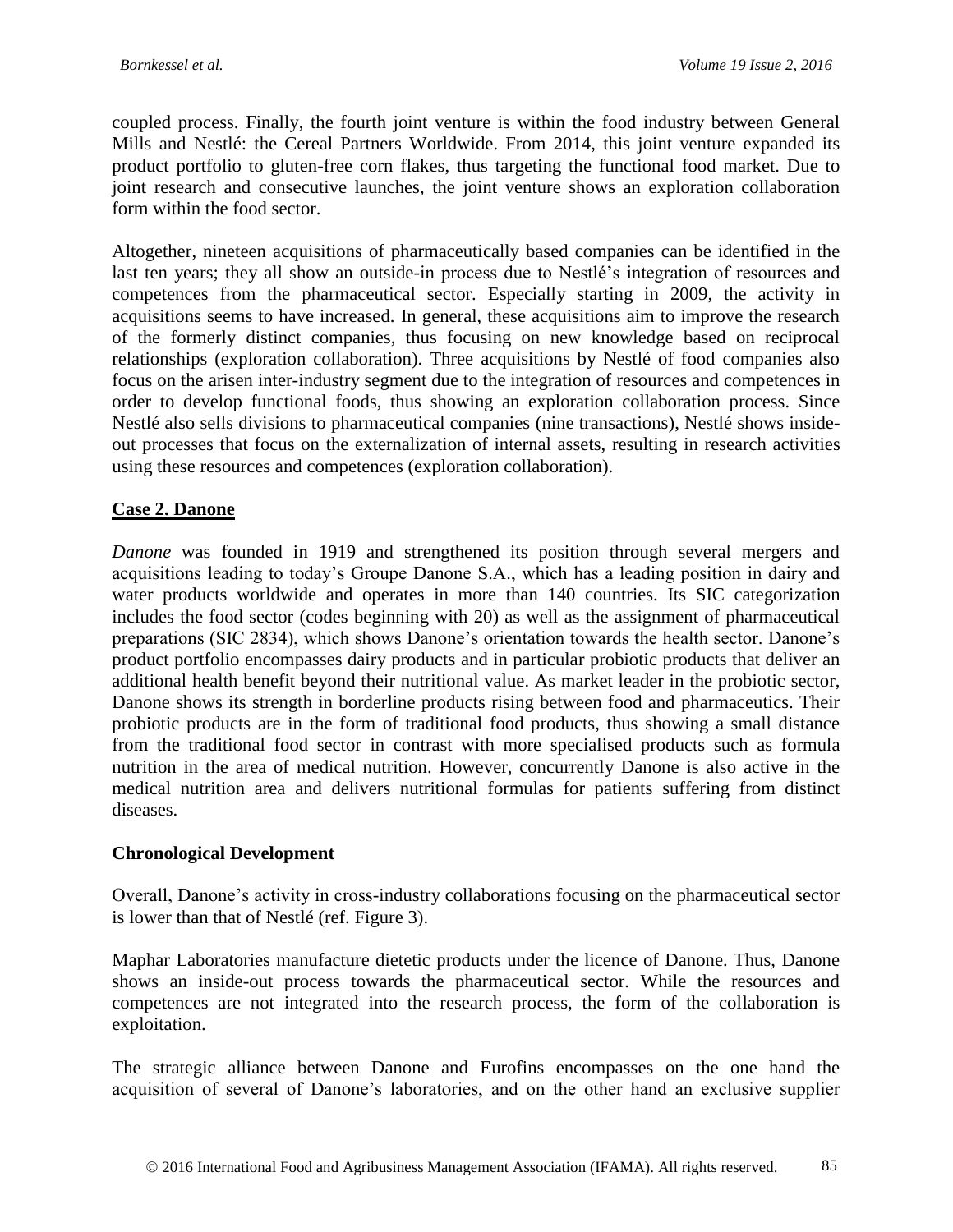coupled process. Finally, the fourth joint venture is within the food industry between General Mills and Nestlé: the Cereal Partners Worldwide. From 2014, this joint venture expanded its product portfolio to gluten-free corn flakes, thus targeting the functional food market. Due to joint research and consecutive launches, the joint venture shows an exploration collaboration form within the food sector.

Altogether, nineteen acquisitions of pharmaceutically based companies can be identified in the last ten years; they all show an outside-in process due to Nestlé's integration of resources and competences from the pharmaceutical sector. Especially starting in 2009, the activity in acquisitions seems to have increased. In general, these acquisitions aim to improve the research of the formerly distinct companies, thus focusing on new knowledge based on reciprocal relationships (exploration collaboration). Three acquisitions by Nestlé of food companies also focus on the arisen inter-industry segment due to the integration of resources and competences in order to develop functional foods, thus showing an exploration collaboration process. Since Nestlé also sells divisions to pharmaceutical companies (nine transactions), Nestlé shows inside-out processes that focus on the externalization of internal assets, resulting in research activities using these resources and competences (exploration collaboration).

## Case 2. Danone

*Danone* was founded in 1919 and strengthened its position through several mergers and acquisitions leading to today's Groupe Danone S.A., which has a leading position in dairy and water products worldwide and operates in more than 140 countries. Its SIC categorization includes the food sector (codes beginning with 20) as well as the assignment of pharmaceutical preparations (SIC 2834), which shows Danone's orientation towards the health sector. Danone's product portfolio encompasses dairy products and in particular probiotic products that deliver an additional health benefit beyond their nutritional value. As market leader in the probiotic sector, Danone shows its strength in borderline products rising between food and pharmaceutics. Their probiotic products are in the form of traditional food products, thus showing a small distance from the traditional food sector in contrast with more specialised products such as formula nutrition in the area of medical nutrition. However, concurrently Danone is also active in the medical nutrition area and delivers nutritional formulas for patients suffering from distinct diseases.

### Chronological Development

Overall, Danone's activity in cross-industry collaborations focusing on the pharmaceutical sector is lower than that of Nestlé (ref. Figure 3).

Maphar Laboratories manufacture dietetic products under the licence of Danone. Thus, Danone shows an inside-out process towards the pharmaceutical sector. While the resources and competences are not integrated into the research process, the form of the collaboration is exploitation.

The strategic alliance between Danone and Eurofins encompasses on the one hand the acquisition of several of Danone's laboratories, and on the other hand an exclusive supplier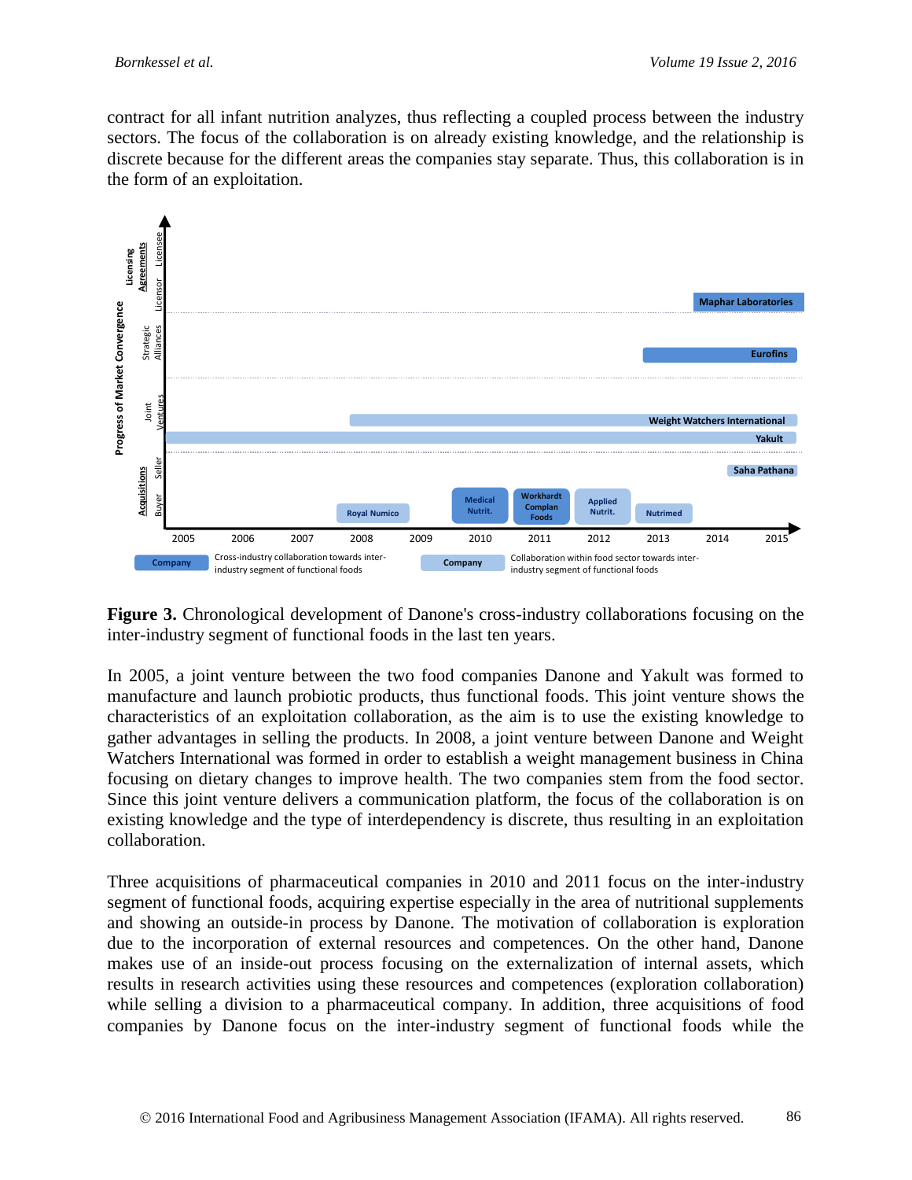contract for all infant nutrition analyzes, thus reflecting a coupled process between the industry sectors. The focus of the collaboration is on already existing knowledge, and the relationship is discrete because for the different areas the companies stay separate. Thus, this collaboration is in the form of an exploitation.

**Figure 3.** Chronological development of Danone's cross-industry collaborations focusing on the inter-industry segment of functional foods in the last ten years.

In 2005, a joint venture between the two food companies Danone and Yakult was formed to manufacture and launch probiotic products, thus functional foods. This joint venture shows the characteristics of an exploitation collaboration, as the aim is to use the existing knowledge to gather advantages in selling the products. In 2008, a joint venture between Danone and Weight Watchers International was formed in order to establish a weight management business in China focusing on dietary changes to improve health. The two companies stem from the food sector. Since this joint venture delivers a communication platform, the focus of the collaboration is on existing knowledge and the type of interdependency is discrete, thus resulting in an exploitation collaboration.

Three acquisitions of pharmaceutical companies in 2010 and 2011 focus on the inter-industry segment of functional foods, acquiring expertise especially in the area of nutritional supplements and showing an outside-in process by Danone. The motivation of collaboration is exploration due to the incorporation of external resources and competences. On the other hand, Danone makes use of an inside-out process focusing on the externalization of internal assets, which results in research activities using these resources and competences (exploration collaboration) while selling a division to a pharmaceutical company. In addition, three acquisitions of food companies by Danone focus on the inter-industry segment of functional foods while the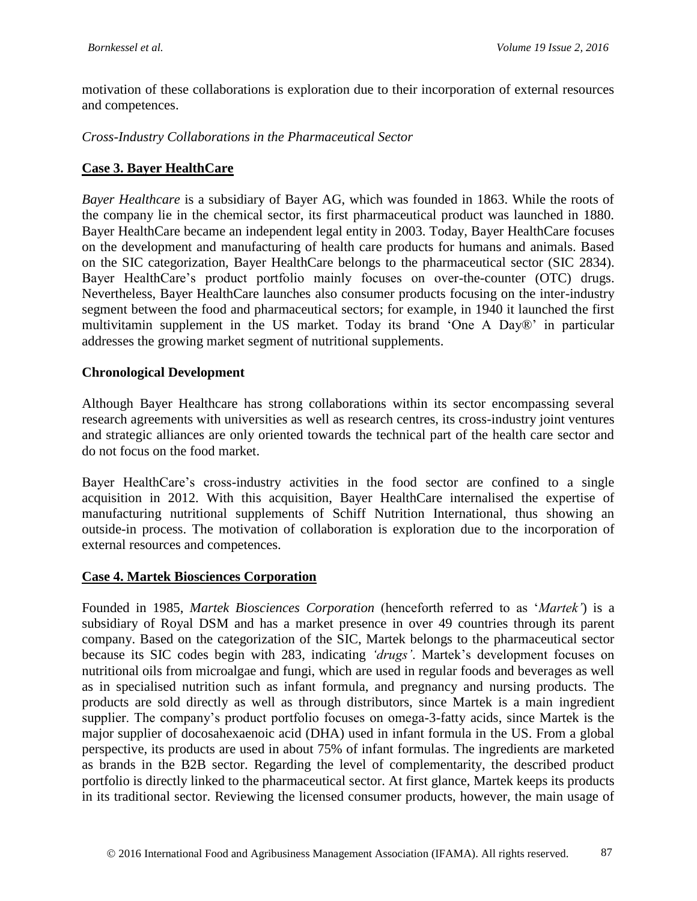motivation of these collaborations is exploration due to their incorporation of external resources and competences.

*Cross-Industry Collaborations in the Pharmaceutical Sector*

## Case 3. Bayer HealthCare

*Bayer Healthcare* is a subsidiary of Bayer AG, which was founded in 1863. While the roots of the company lie in the chemical sector, its first pharmaceutical product was launched in 1880. Bayer HealthCare became an independent legal entity in 2003. Today, Bayer HealthCare focuses on the development and manufacturing of health care products for humans and animals. Based on the SIC categorization, Bayer HealthCare belongs to the pharmaceutical sector (SIC 2834). Bayer HealthCare's product portfolio mainly focuses on over-the-counter (OTC) drugs. Nevertheless, Bayer HealthCare launches also consumer products focusing on the inter-industry segment between the food and pharmaceutical sectors; for example, in 1940 it launched the first multivitamin supplement in the US market. Today its brand 'One A Day®' in particular addresses the growing market segment of nutritional supplements.

### Chronological Development

Although Bayer Healthcare has strong collaborations within its sector encompassing several research agreements with universities as well as research centres, its cross-industry joint ventures and strategic alliances are only oriented towards the technical part of the health care sector and do not focus on the food market.

Bayer HealthCare's cross-industry activities in the food sector are confined to a single acquisition in 2012. With this acquisition, Bayer HealthCare internalised the expertise of manufacturing nutritional supplements of Schiff Nutrition International, thus showing an outside-in process. The motivation of collaboration is exploration due to the incorporation of external resources and competences.

## Case 4. Martek Biosciences Corporation

Founded in 1985, *Martek Biosciences Corporation* (henceforth referred to as '*Martek'*) is a subsidiary of Royal DSM and has a market presence in over 49 countries through its parent company. Based on the categorization of the SIC, Martek belongs to the pharmaceutical sector because its SIC codes begin with 283, indicating *'drugs'*. Martek's development focuses on nutritional oils from microalgae and fungi, which are used in regular foods and beverages as well as in specialised nutrition such as infant formula, and pregnancy and nursing products. The products are sold directly as well as through distributors, since Martek is a main ingredient supplier. The company's product portfolio focuses on omega-3-fatty acids, since Martek is the major supplier of docosahexaenoic acid (DHA) used in infant formula in the US. From a global perspective, its products are used in about 75% of infant formulas. The ingredients are marketed as brands in the B2B sector. Regarding the level of complementarity, the described product portfolio is directly linked to the pharmaceutical sector. At first glance, Martek keeps its products in its traditional sector. Reviewing the licensed consumer products, however, the main usage of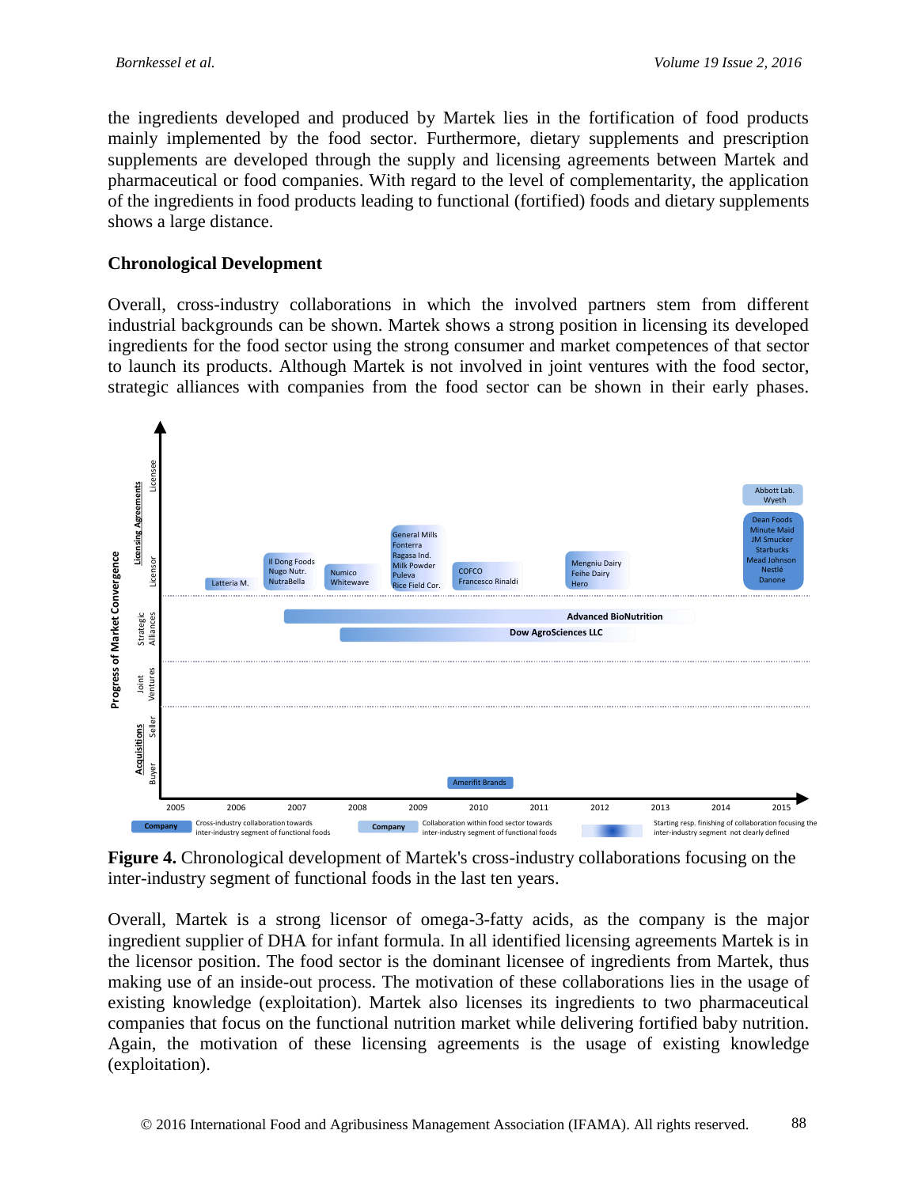the ingredients developed and produced by Martek lies in the fortification of food products mainly implemented by the food sector. Furthermore, dietary supplements and prescription supplements are developed through the supply and licensing agreements between Martek and pharmaceutical or food companies. With regard to the level of complementarity, the application of the ingredients in food products leading to functional (fortified) foods and dietary supplements shows a large distance.

## Chronological Development

Overall, cross-industry collaborations in which the involved partners stem from different industrial backgrounds can be shown. Martek shows a strong position in licensing its developed ingredients for the food sector using the strong consumer and market competences of that sector to launch its products. Although Martek is not involved in joint ventures with the food sector, strategic alliances with companies from the food sector can be shown in their early phases.

**Figure 4.** Chronological development of Martek's cross-industry collaborations focusing on the inter-industry segment of functional foods in the last ten years.

Overall, Martek is a strong licensor of omega-3-fatty acids, as the company is the major ingredient supplier of DHA for infant formula. In all identified licensing agreements Martek is in the licensor position. The food sector is the dominant licensee of ingredients from Martek, thus making use of an inside-out process. The motivation of these collaborations lies in the usage of existing knowledge (exploitation). Martek also licenses its ingredients to two pharmaceutical companies that focus on the functional nutrition market while delivering fortified baby nutrition. Again, the motivation of these licensing agreements is the usage of existing knowledge (exploitation).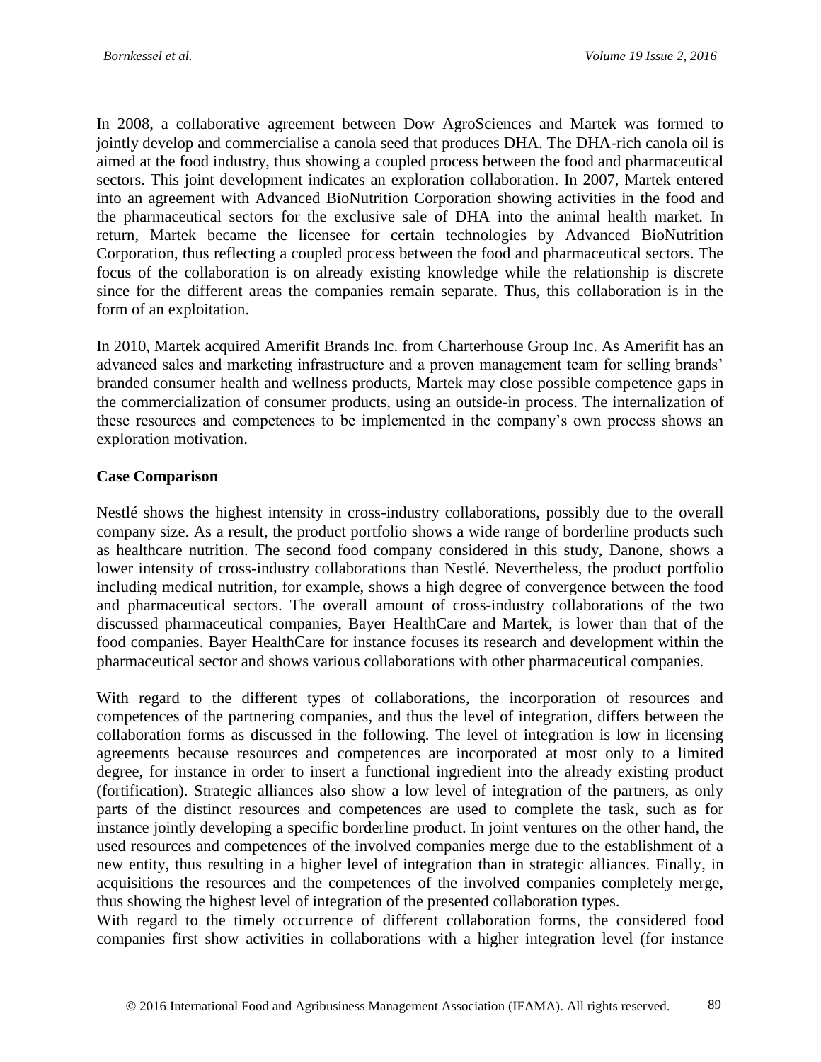In 2008, a collaborative agreement between Dow AgroSciences and Martek was formed to jointly develop and commercialise a canola seed that produces DHA. The DHA-rich canola oil is aimed at the food industry, thus showing a coupled process between the food and pharmaceutical sectors. This joint development indicates an exploration collaboration. In 2007, Martek entered into an agreement with Advanced BioNutrition Corporation showing activities in the food and the pharmaceutical sectors for the exclusive sale of DHA into the animal health market. In return, Martek became the licensee for certain technologies by Advanced BioNutrition Corporation, thus reflecting a coupled process between the food and pharmaceutical sectors. The focus of the collaboration is on already existing knowledge while the relationship is discrete since for the different areas the companies remain separate. Thus, this collaboration is in the form of an exploitation.

In 2010, Martek acquired Amerifit Brands Inc. from Charterhouse Group Inc. As Amerifit has an advanced sales and marketing infrastructure and a proven management team for selling brands' branded consumer health and wellness products, Martek may close possible competence gaps in the commercialization of consumer products, using an outside-in process. The internalization of these resources and competences to be implemented in the company's own process shows an exploration motivation.

**Case Comparison**

Nestlé shows the highest intensity in cross-industry collaborations, possibly due to the overall company size. As a result, the product portfolio shows a wide range of borderline products such as healthcare nutrition. The second food company considered in this study, Danone, shows a lower intensity of cross-industry collaborations than Nestlé. Nevertheless, the product portfolio including medical nutrition, for example, shows a high degree of convergence between the food and pharmaceutical sectors. The overall amount of cross-industry collaborations of the two discussed pharmaceutical companies, Bayer HealthCare and Martek, is lower than that of the food companies. Bayer HealthCare for instance focuses its research and development within the pharmaceutical sector and shows various collaborations with other pharmaceutical companies.

With regard to the different types of collaborations, the incorporation of resources and competences of the partnering companies, and thus the level of integration, differs between the collaboration forms as discussed in the following. The level of integration is low in licensing agreements because resources and competences are incorporated at most only to a limited degree, for instance in order to insert a functional ingredient into the already existing product (fortification). Strategic alliances also show a low level of integration of the partners, as only parts of the distinct resources and competences are used to complete the task, such as for instance jointly developing a specific borderline product. In joint ventures on the other hand, the used resources and competences of the involved companies merge due to the establishment of a new entity, thus resulting in a higher level of integration than in strategic alliances. Finally, in acquisitions the resources and the competences of the involved companies completely merge, thus showing the highest level of integration of the presented collaboration types.

With regard to the timely occurrence of different collaboration forms, the considered food companies first show activities in collaborations with a higher integration level (for instance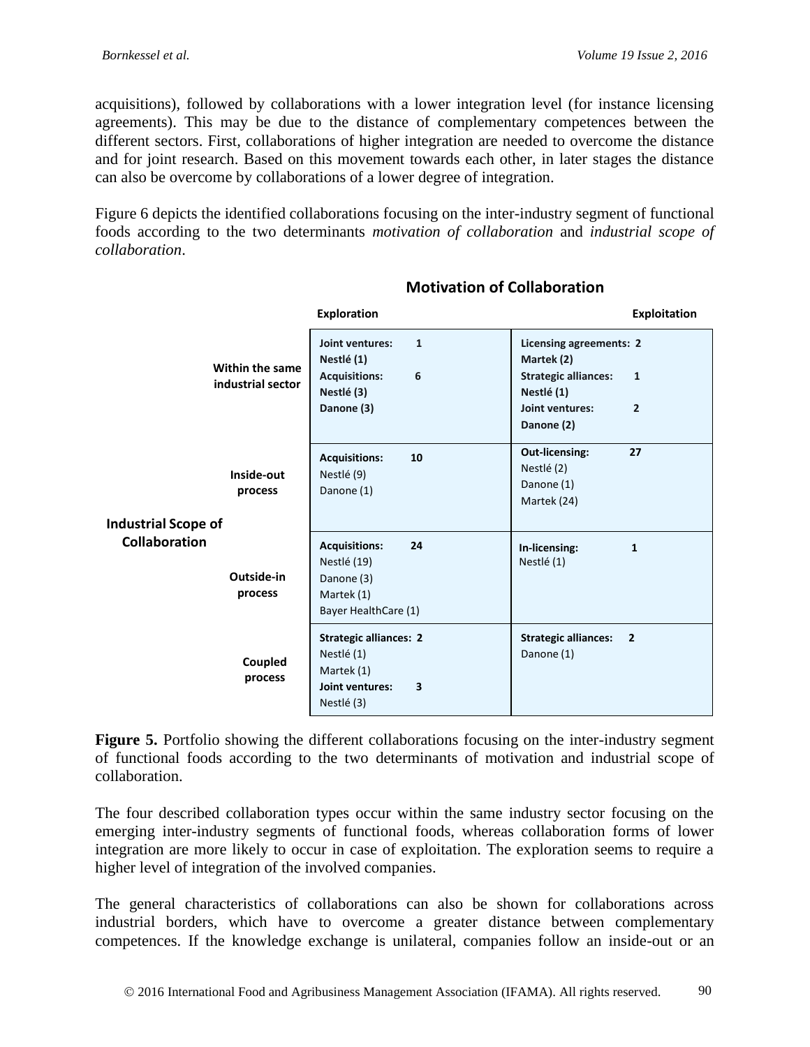acquisitions), followed by collaborations with a lower integration level (for instance licensing agreements). This may be due to the distance of complementary competences between the different sectors. First, collaborations of higher integration are needed to overcome the distance and for joint research. Based on this movement towards each other, in later stages the distance can also be overcome by collaborations of a lower degree of integration.

Figure 6 depicts the identified collaborations focusing on the inter-industry segment of functional foods according to the two determinants *motivation of collaboration* and *industrial scope of collaboration*.

| Industrial Scope of Collaboration | Motivation of Collaboration: Exploration | Motivation of Collaboration: Exploitation |
|---|---|---|
| Within the same industrial sector | **Joint ventures: 1** **Nestlé (1)** **Acquisitions: 6** **Nestlé (3)** **Danone (3)** | **Licensing agreements: 2** **Martek (2)** **Strategic alliances: 1** **Nestlé (1)** **Joint ventures: 2** **Danone (2)** |
| Inside-out process | **Acquisitions: 10** Nestlé (9) Danone (1) | **Out-licensing: 27** Nestlé (2) Danone (1) Martek (24) |
| Outside-in process | **Acquisitions: 24** Nestlé (19) Danone (3) Martek (1) Bayer HealthCare (1) | **In-licensing: 1** Nestlé (1) |
| Coupled process | **Strategic alliances: 2** Nestlé (1) Martek (1) **Joint ventures: 3** Nestlé (3) | **Strategic alliances: 2** Danone (1) |

**Figure 5.** Portfolio showing the different collaborations focusing on the inter-industry segment of functional foods according to the two determinants of motivation and industrial scope of collaboration.

The four described collaboration types occur within the same industry sector focusing on the emerging inter-industry segments of functional foods, whereas collaboration forms of lower integration are more likely to occur in case of exploitation. The exploration seems to require a higher level of integration of the involved companies.

The general characteristics of collaborations can also be shown for collaborations across industrial borders, which have to overcome a greater distance between complementary competences. If the knowledge exchange is unilateral, companies follow an inside-out or an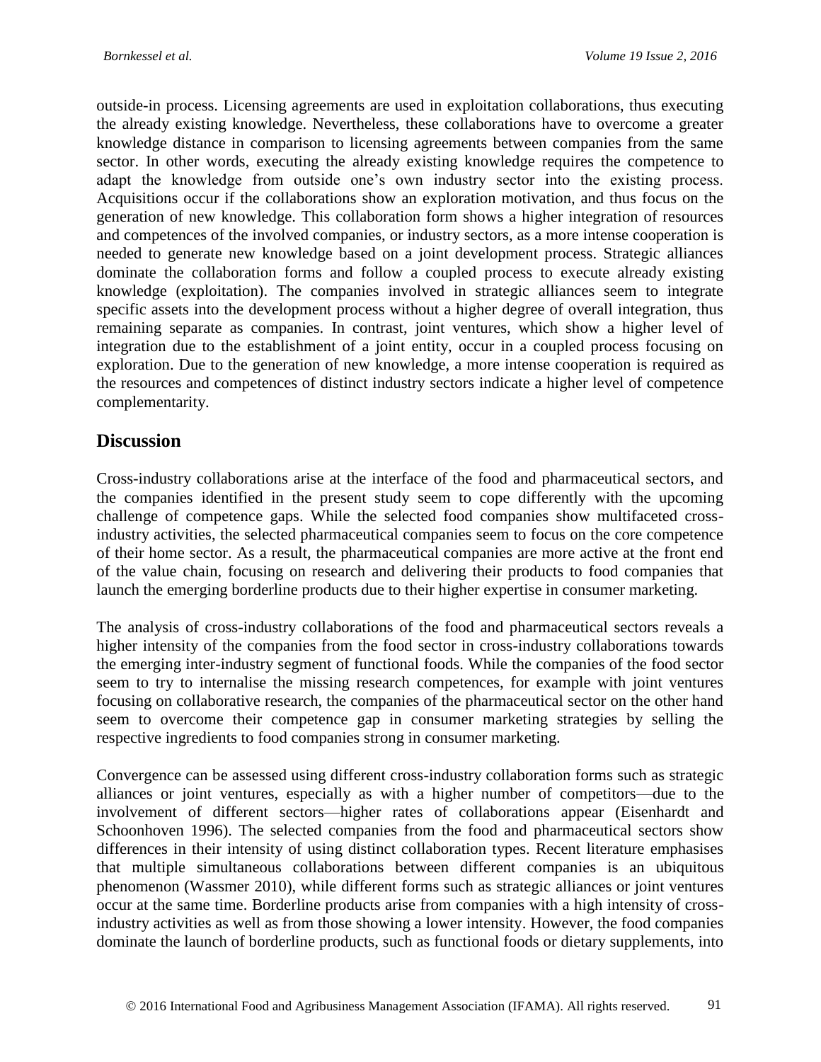outside-in process. Licensing agreements are used in exploitation collaborations, thus executing the already existing knowledge. Nevertheless, these collaborations have to overcome a greater knowledge distance in comparison to licensing agreements between companies from the same sector. In other words, executing the already existing knowledge requires the competence to adapt the knowledge from outside one's own industry sector into the existing process. Acquisitions occur if the collaborations show an exploration motivation, and thus focus on the generation of new knowledge. This collaboration form shows a higher integration of resources and competences of the involved companies, or industry sectors, as a more intense cooperation is needed to generate new knowledge based on a joint development process. Strategic alliances dominate the collaboration forms and follow a coupled process to execute already existing knowledge (exploitation). The companies involved in strategic alliances seem to integrate specific assets into the development process without a higher degree of overall integration, thus remaining separate as companies. In contrast, joint ventures, which show a higher level of integration due to the establishment of a joint entity, occur in a coupled process focusing on exploration. Due to the generation of new knowledge, a more intense cooperation is required as the resources and competences of distinct industry sectors indicate a higher level of competence complementarity.

## Discussion

Cross-industry collaborations arise at the interface of the food and pharmaceutical sectors, and the companies identified in the present study seem to cope differently with the upcoming challenge of competence gaps. While the selected food companies show multifaceted cross-industry activities, the selected pharmaceutical companies seem to focus on the core competence of their home sector. As a result, the pharmaceutical companies are more active at the front end of the value chain, focusing on research and delivering their products to food companies that launch the emerging borderline products due to their higher expertise in consumer marketing.

The analysis of cross-industry collaborations of the food and pharmaceutical sectors reveals a higher intensity of the companies from the food sector in cross-industry collaborations towards the emerging inter-industry segment of functional foods. While the companies of the food sector seem to try to internalise the missing research competences, for example with joint ventures focusing on collaborative research, the companies of the pharmaceutical sector on the other hand seem to overcome their competence gap in consumer marketing strategies by selling the respective ingredients to food companies strong in consumer marketing.

Convergence can be assessed using different cross-industry collaboration forms such as strategic alliances or joint ventures, especially as with a higher number of competitors—due to the involvement of different sectors—higher rates of collaborations appear (Eisenhardt and Schoonhoven 1996). The selected companies from the food and pharmaceutical sectors show differences in their intensity of using distinct collaboration types. Recent literature emphasises that multiple simultaneous collaborations between different companies is an ubiquitous phenomenon (Wassmer 2010), while different forms such as strategic alliances or joint ventures occur at the same time. Borderline products arise from companies with a high intensity of cross-industry activities as well as from those showing a lower intensity. However, the food companies dominate the launch of borderline products, such as functional foods or dietary supplements, into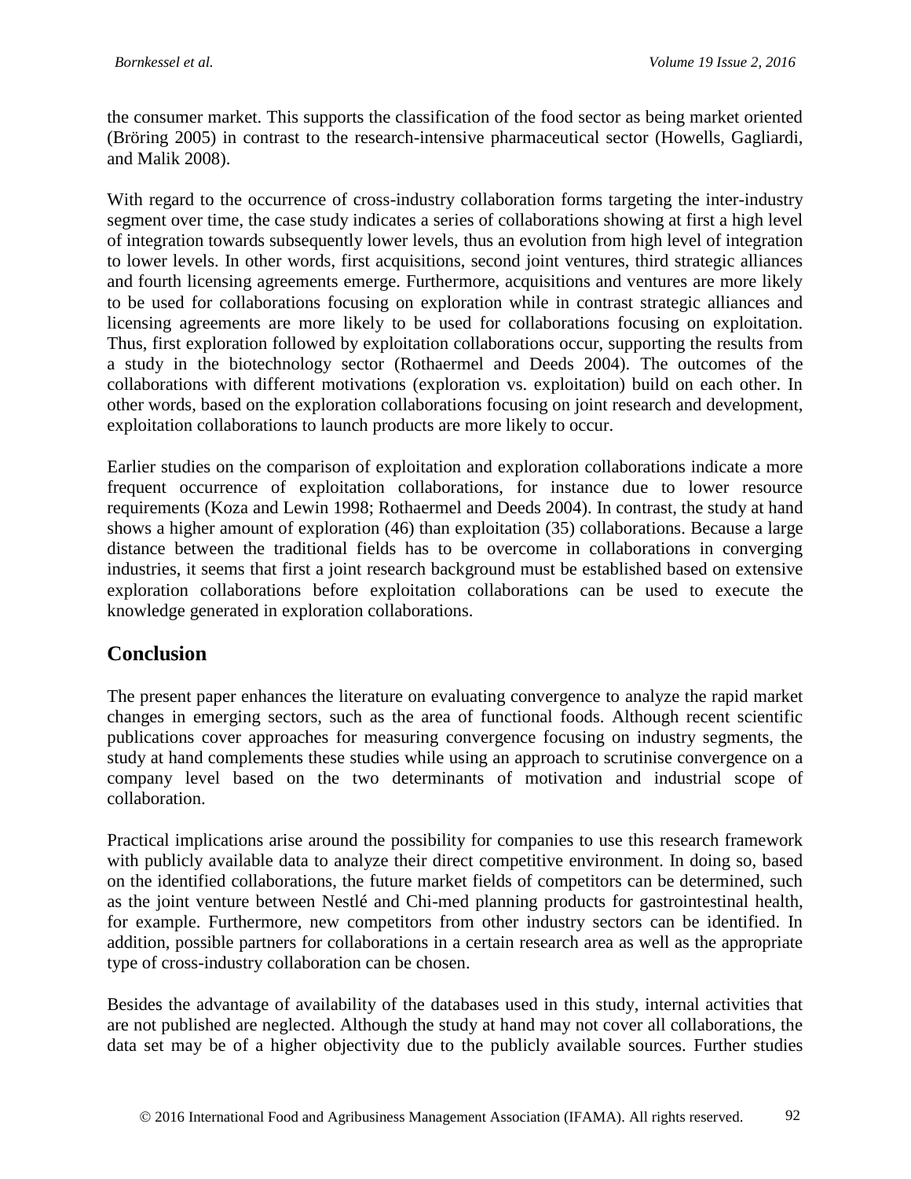the consumer market. This supports the classification of the food sector as being market oriented (Bröring 2005) in contrast to the research-intensive pharmaceutical sector (Howells, Gagliardi, and Malik 2008).

With regard to the occurrence of cross-industry collaboration forms targeting the inter-industry segment over time, the case study indicates a series of collaborations showing at first a high level of integration towards subsequently lower levels, thus an evolution from high level of integration to lower levels. In other words, first acquisitions, second joint ventures, third strategic alliances and fourth licensing agreements emerge. Furthermore, acquisitions and ventures are more likely to be used for collaborations focusing on exploration while in contrast strategic alliances and licensing agreements are more likely to be used for collaborations focusing on exploitation. Thus, first exploration followed by exploitation collaborations occur, supporting the results from a study in the biotechnology sector (Rothaermel and Deeds 2004). The outcomes of the collaborations with different motivations (exploration vs. exploitation) build on each other. In other words, based on the exploration collaborations focusing on joint research and development, exploitation collaborations to launch products are more likely to occur.

Earlier studies on the comparison of exploitation and exploration collaborations indicate a more frequent occurrence of exploitation collaborations, for instance due to lower resource requirements (Koza and Lewin 1998; Rothaermel and Deeds 2004). In contrast, the study at hand shows a higher amount of exploration (46) than exploitation (35) collaborations. Because a large distance between the traditional fields has to be overcome in collaborations in converging industries, it seems that first a joint research background must be established based on extensive exploration collaborations before exploitation collaborations can be used to execute the knowledge generated in exploration collaborations.

## Conclusion

The present paper enhances the literature on evaluating convergence to analyze the rapid market changes in emerging sectors, such as the area of functional foods. Although recent scientific publications cover approaches for measuring convergence focusing on industry segments, the study at hand complements these studies while using an approach to scrutinise convergence on a company level based on the two determinants of motivation and industrial scope of collaboration.

Practical implications arise around the possibility for companies to use this research framework with publicly available data to analyze their direct competitive environment. In doing so, based on the identified collaborations, the future market fields of competitors can be determined, such as the joint venture between Nestlé and Chi-med planning products for gastrointestinal health, for example. Furthermore, new competitors from other industry sectors can be identified. In addition, possible partners for collaborations in a certain research area as well as the appropriate type of cross-industry collaboration can be chosen.

Besides the advantage of availability of the databases used in this study, internal activities that are not published are neglected. Although the study at hand may not cover all collaborations, the data set may be of a higher objectivity due to the publicly available sources. Further studies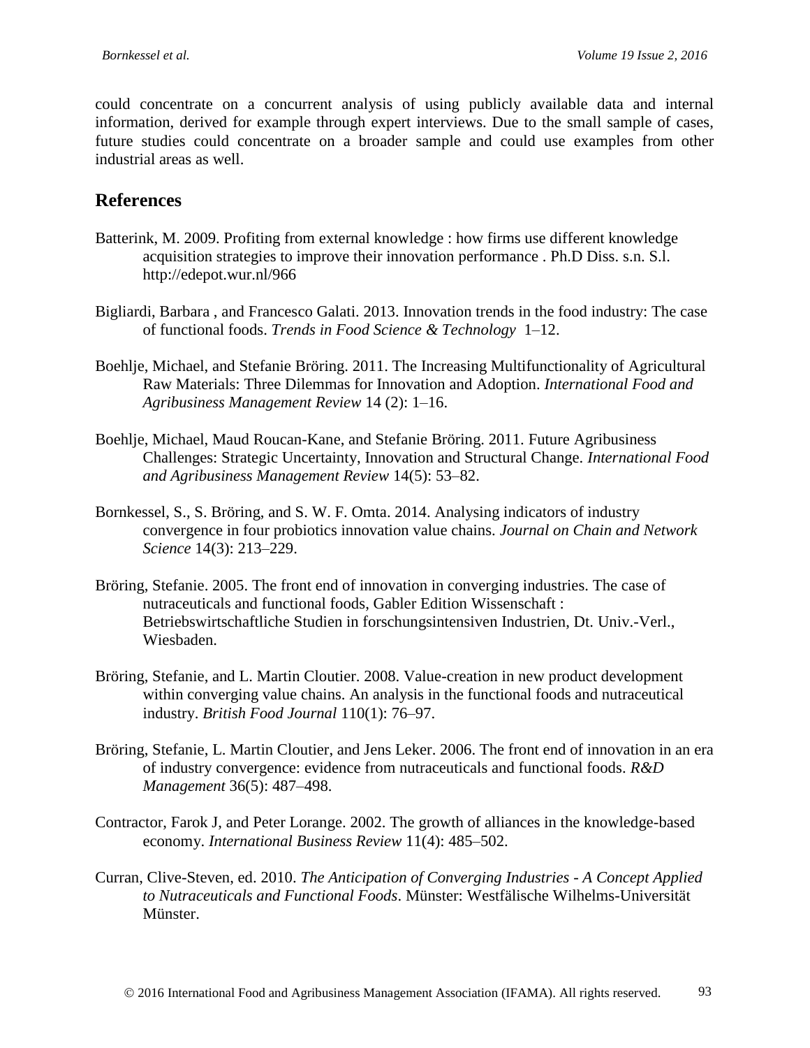could concentrate on a concurrent analysis of using publicly available data and internal information, derived for example through expert interviews. Due to the small sample of cases, future studies could concentrate on a broader sample and could use examples from other industrial areas as well.

## References

Batterink, M. 2009. Profiting from external knowledge : how firms use different knowledge acquisition strategies to improve their innovation performance . Ph.D Diss. s.n. S.l. http://edepot.wur.nl/966

Bigliardi, Barbara , and Francesco Galati. 2013. Innovation trends in the food industry: The case of functional foods. *Trends in Food Science & Technology* 1–12.

Boehlje, Michael, and Stefanie Bröring. 2011. The Increasing Multifunctionality of Agricultural Raw Materials: Three Dilemmas for Innovation and Adoption. *International Food and Agribusiness Management Review* 14 (2): 1–16.

Boehlje, Michael, Maud Roucan-Kane, and Stefanie Bröring. 2011. Future Agribusiness Challenges: Strategic Uncertainty, Innovation and Structural Change. *International Food and Agribusiness Management Review* 14(5): 53–82.

Bornkessel, S., S. Bröring, and S. W. F. Omta. 2014. Analysing indicators of industry convergence in four probiotics innovation value chains. *Journal on Chain and Network Science* 14(3): 213–229.

Bröring, Stefanie. 2005. The front end of innovation in converging industries. The case of nutraceuticals and functional foods, Gabler Edition Wissenschaft : Betriebswirtschaftliche Studien in forschungsintensiven Industrien, Dt. Univ.-Verl., Wiesbaden.

Bröring, Stefanie, and L. Martin Cloutier. 2008. Value-creation in new product development within converging value chains. An analysis in the functional foods and nutraceutical industry. *British Food Journal* 110(1): 76–97.

Bröring, Stefanie, L. Martin Cloutier, and Jens Leker. 2006. The front end of innovation in an era of industry convergence: evidence from nutraceuticals and functional foods. *R&D Management* 36(5): 487–498.

Contractor, Farok J, and Peter Lorange. 2002. The growth of alliances in the knowledge-based economy. *International Business Review* 11(4): 485–502.

Curran, Clive-Steven, ed. 2010. *The Anticipation of Converging Industries - A Concept Applied to Nutraceuticals and Functional Foods*. Münster: Westfälische Wilhelms-Universität Münster.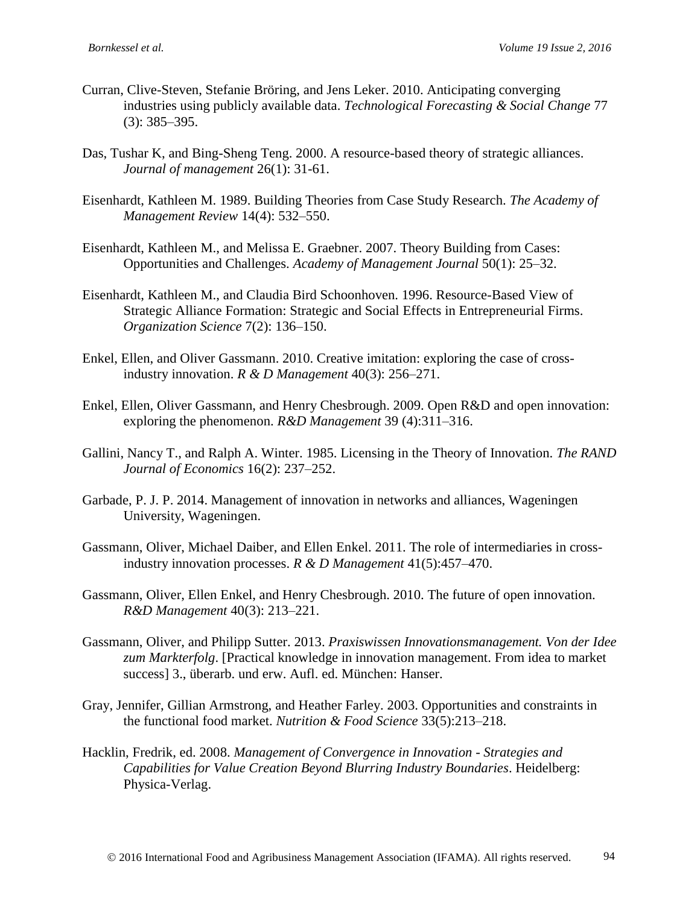Curran, Clive-Steven, Stefanie Bröring, and Jens Leker. 2010. Anticipating converging industries using publicly available data. *Technological Forecasting & Social Change* 77 (3): 385–395.

Das, Tushar K, and Bing-Sheng Teng. 2000. A resource-based theory of strategic alliances. *Journal of management* 26(1): 31-61.

Eisenhardt, Kathleen M. 1989. Building Theories from Case Study Research. *The Academy of Management Review* 14(4): 532–550.

Eisenhardt, Kathleen M., and Melissa E. Graebner. 2007. Theory Building from Cases: Opportunities and Challenges. *Academy of Management Journal* 50(1): 25–32.

Eisenhardt, Kathleen M., and Claudia Bird Schoonhoven. 1996. Resource-Based View of Strategic Alliance Formation: Strategic and Social Effects in Entrepreneurial Firms. *Organization Science* 7(2): 136–150.

Enkel, Ellen, and Oliver Gassmann. 2010. Creative imitation: exploring the case of cross-industry innovation. *R & D Management* 40(3): 256–271.

Enkel, Ellen, Oliver Gassmann, and Henry Chesbrough. 2009. Open R&D and open innovation: exploring the phenomenon. *R&D Management* 39 (4):311–316.

Gallini, Nancy T., and Ralph A. Winter. 1985. Licensing in the Theory of Innovation. *The RAND Journal of Economics* 16(2): 237–252.

Garbade, P. J. P. 2014. Management of innovation in networks and alliances, Wageningen University, Wageningen.

Gassmann, Oliver, Michael Daiber, and Ellen Enkel. 2011. The role of intermediaries in cross-industry innovation processes. *R & D Management* 41(5):457–470.

Gassmann, Oliver, Ellen Enkel, and Henry Chesbrough. 2010. The future of open innovation. *R&D Management* 40(3): 213–221.

Gassmann, Oliver, and Philipp Sutter. 2013. *Praxiswissen Innovationsmanagement. Von der Idee zum Markterfolg*. [Practical knowledge in innovation management. From idea to market success] 3., überarb. und erw. Aufl. ed. München: Hanser.

Gray, Jennifer, Gillian Armstrong, and Heather Farley. 2003. Opportunities and constraints in the functional food market. *Nutrition & Food Science* 33(5):213–218.

Hacklin, Fredrik, ed. 2008. *Management of Convergence in Innovation - Strategies and Capabilities for Value Creation Beyond Blurring Industry Boundaries*. Heidelberg: Physica-Verlag.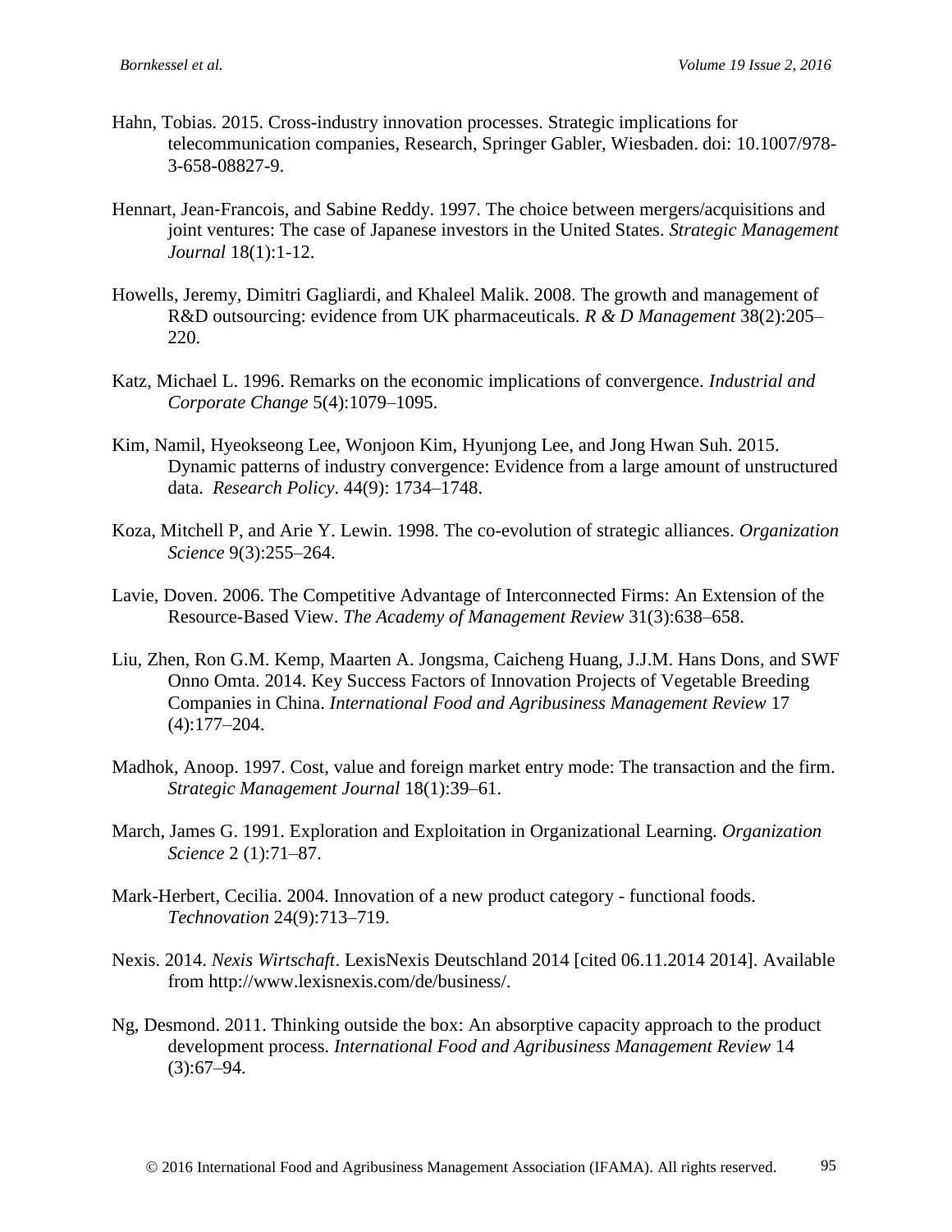Hahn, Tobias. 2015. Cross-industry innovation processes. Strategic implications for telecommunication companies, Research, Springer Gabler, Wiesbaden. doi: 10.1007/978-3-658-08827-9.

Hennart, Jean-Francois, and Sabine Reddy. 1997. The choice between mergers/acquisitions and joint ventures: The case of Japanese investors in the United States. *Strategic Management Journal* 18(1):1-12.

Howells, Jeremy, Dimitri Gagliardi, and Khaleel Malik. 2008. The growth and management of R&D outsourcing: evidence from UK pharmaceuticals. *R & D Management* 38(2):205–220.

Katz, Michael L. 1996. Remarks on the economic implications of convergence. *Industrial and Corporate Change* 5(4):1079–1095.

Kim, Namil, Hyeokseong Lee, Wonjoon Kim, Hyunjong Lee, and Jong Hwan Suh. 2015. Dynamic patterns of industry convergence: Evidence from a large amount of unstructured data. *Research Policy*. 44(9): 1734–1748.

Koza, Mitchell P, and Arie Y. Lewin. 1998. The co-evolution of strategic alliances. *Organization Science* 9(3):255–264.

Lavie, Doven. 2006. The Competitive Advantage of Interconnected Firms: An Extension of the Resource-Based View. *The Academy of Management Review* 31(3):638–658.

Liu, Zhen, Ron G.M. Kemp, Maarten A. Jongsma, Caicheng Huang, J.J.M. Hans Dons, and SWF Onno Omta. 2014. Key Success Factors of Innovation Projects of Vegetable Breeding Companies in China. *International Food and Agribusiness Management Review* 17 (4):177–204.

Madhok, Anoop. 1997. Cost, value and foreign market entry mode: The transaction and the firm. *Strategic Management Journal* 18(1):39–61.

March, James G. 1991. Exploration and Exploitation in Organizational Learning. *Organization Science* 2 (1):71–87.

Mark-Herbert, Cecilia. 2004. Innovation of a new product category - functional foods. *Technovation* 24(9):713–719.

Nexis. 2014. *Nexis Wirtschaft*. LexisNexis Deutschland 2014 [cited 06.11.2014 2014]. Available from http://www.lexisnexis.com/de/business/.

Ng, Desmond. 2011. Thinking outside the box: An absorptive capacity approach to the product development process. *International Food and Agribusiness Management Review* 14 (3):67–94.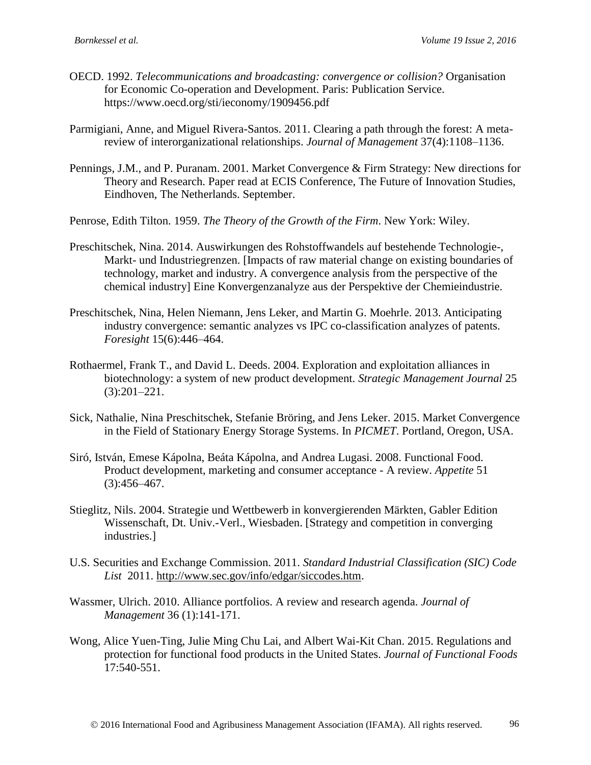OECD. 1992. *Telecommunications and broadcasting: convergence or collision?* Organisation for Economic Co-operation and Development. Paris: Publication Service. https://www.oecd.org/sti/ieconomy/1909456.pdf

Parmigiani, Anne, and Miguel Rivera-Santos. 2011. Clearing a path through the forest: A meta-review of interorganizational relationships. *Journal of Management* 37(4):1108–1136.

Pennings, J.M., and P. Puranam. 2001. Market Convergence & Firm Strategy: New directions for Theory and Research. Paper read at ECIS Conference, The Future of Innovation Studies, Eindhoven, The Netherlands. September.

Penrose, Edith Tilton. 1959. *The Theory of the Growth of the Firm*. New York: Wiley.

Preschitschek, Nina. 2014. Auswirkungen des Rohstoffwandels auf bestehende Technologie-, Markt- und Industriegrenzen. [Impacts of raw material change on existing boundaries of technology, market and industry. A convergence analysis from the perspective of the chemical industry] Eine Konvergenzanalyze aus der Perspektive der Chemieindustrie.

Preschitschek, Nina, Helen Niemann, Jens Leker, and Martin G. Moehrle. 2013. Anticipating industry convergence: semantic analyzes vs IPC co-classification analyzes of patents. *Foresight* 15(6):446–464.

Rothaermel, Frank T., and David L. Deeds. 2004. Exploration and exploitation alliances in biotechnology: a system of new product development. *Strategic Management Journal* 25 (3):201–221.

Sick, Nathalie, Nina Preschitschek, Stefanie Bröring, and Jens Leker. 2015. Market Convergence in the Field of Stationary Energy Storage Systems. In *PICMET*. Portland, Oregon, USA.

Siró, István, Emese Kápolna, Beáta Kápolna, and Andrea Lugasi. 2008. Functional Food. Product development, marketing and consumer acceptance - A review. *Appetite* 51 (3):456–467.

Stieglitz, Nils. 2004. Strategie und Wettbewerb in konvergierenden Märkten, Gabler Edition Wissenschaft, Dt. Univ.-Verl., Wiesbaden. [Strategy and competition in converging industries.]

U.S. Securities and Exchange Commission. 2011. *Standard Industrial Classification (SIC) Code List* 2011. http://www.sec.gov/info/edgar/siccodes.htm.

Wassmer, Ulrich. 2010. Alliance portfolios. A review and research agenda. *Journal of Management* 36 (1):141-171.

Wong, Alice Yuen-Ting, Julie Ming Chu Lai, and Albert Wai-Kit Chan. 2015. Regulations and protection for functional food products in the United States. *Journal of Functional Foods* 17:540-551.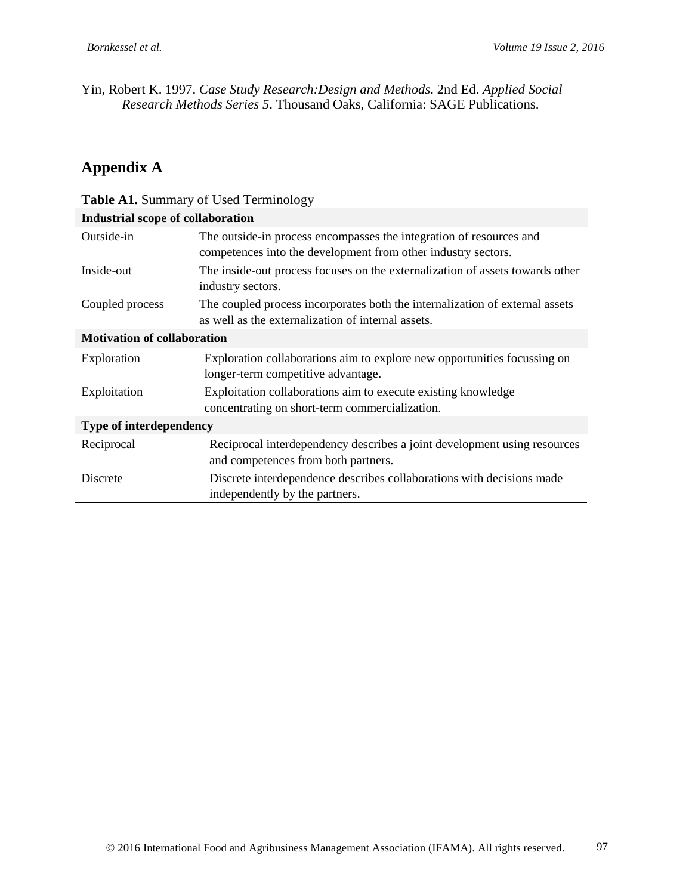Yin, Robert K. 1997. *Case Study Research:Design and Methods*. 2nd Ed. *Applied Social Research Methods Series 5*. Thousand Oaks, California: SAGE Publications.

## Appendix A

**Table A1.** Summary of Used Terminology

| **Industrial scope of collaboration** | |
|---|---|
| Outside-in | The outside-in process encompasses the integration of resources and competences into the development from other industry sectors. |
| Inside-out | The inside-out process focuses on the externalization of assets towards other industry sectors. |
| Coupled process | The coupled process incorporates both the internalization of external assets as well as the externalization of internal assets. |
| **Motivation of collaboration** | |
| Exploration | Exploration collaborations aim to explore new opportunities focussing on longer-term competitive advantage. |
| Exploitation | Exploitation collaborations aim to execute existing knowledge concentrating on short-term commercialization. |
| **Type of interdependency** | |
| Reciprocal | Reciprocal interdependency describes a joint development using resources and competences from both partners. |
| Discrete | Discrete interdependence describes collaborations with decisions made independently by the partners. |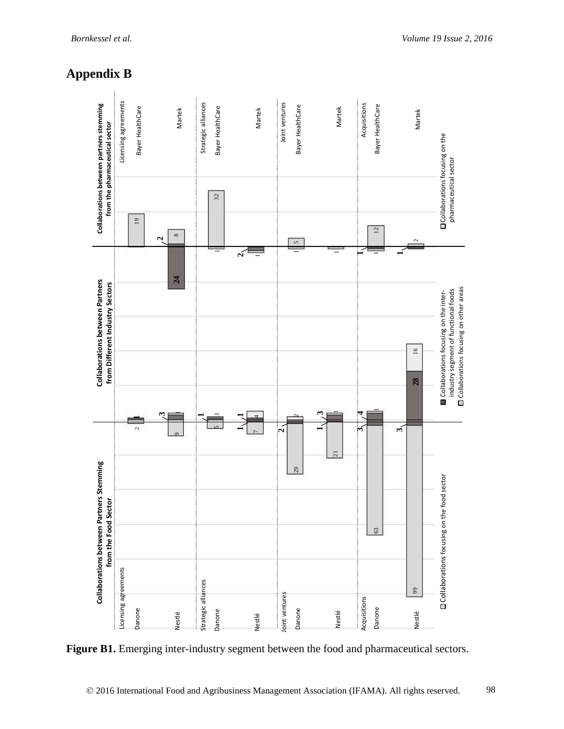## Appendix B

Collaborations between Partners Stemming from the Food Sector

Collaborations between Partners from Different Industry Sectors

Collaborations between partners stemming from the pharmaceutical sector

Licensing agreements

Danone

2

1

Nestlé

9

3

1

Strategic alliances

Danone

5

1

1

Nestlé

7

1

1

4

1

Joint ventures

Danone

29

2

2

Nestlé

21

1

3

1

Acquisitions

Danone

63

3

4

1

Nestlé

99

3

28

16

Licensing agreements

Bayer HealthCare

19

Martek

24

2

8

Strategic alliances

Bayer HealthCare

1

32

Martek

2

1

Joint ventures

Bayer HealthCare

1

5

Martek

1

Acquisitions

Bayer HealthCare

1

1

12

Martek

1

2

Collaborations focusing on the food sector

Collaborations focusing on the inter-industry segment of functional foods

Collaborations focusing on other areas

Collaborations focusing on the pharmaceutical sector

**Figure B1.** Emerging inter-industry segment between the food and pharmaceutical sectors.